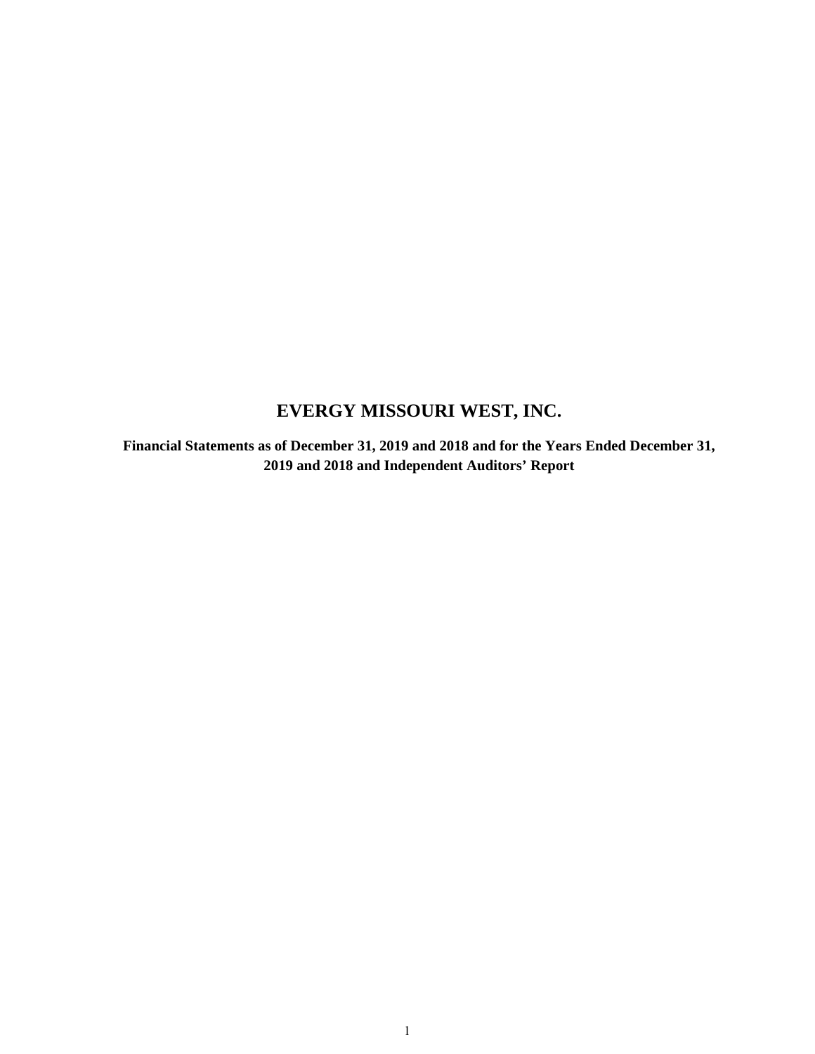# EVERGY MISSOURI WEST, INC.

**Financial Statements as of December 31, 2019 and 2018 and for the Years Ended December 31, 2019 and 2018 and Independent Auditors' Report**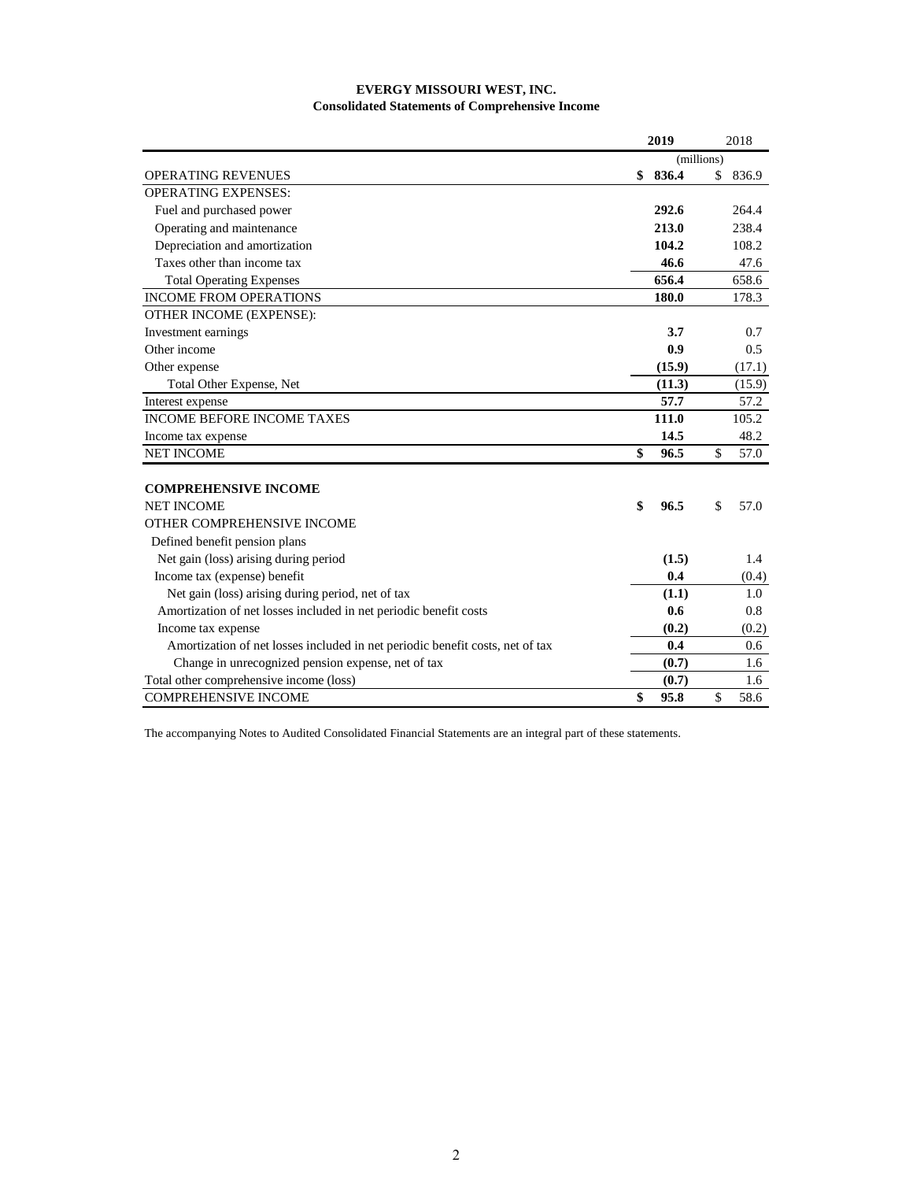**EVERGY MISSOURI WEST, INC.**
**Consolidated Statements of Comprehensive Income**

| | 2019 | 2018 |
|---|---|---|
| | (millions) | |
| OPERATING REVENUES | $ 836.4 | $ 836.9 |
| OPERATING EXPENSES: | | |
| Fuel and purchased power | 292.6 | 264.4 |
| Operating and maintenance | 213.0 | 238.4 |
| Depreciation and amortization | 104.2 | 108.2 |
| Taxes other than income tax | 46.6 | 47.6 |
| Total Operating Expenses | 656.4 | 658.6 |
| INCOME FROM OPERATIONS | 180.0 | 178.3 |
| OTHER INCOME (EXPENSE): | | |
| Investment earnings | 3.7 | 0.7 |
| Other income | 0.9 | 0.5 |
| Other expense | (15.9) | (17.1) |
| Total Other Expense, Net | (11.3) | (15.9) |
| Interest expense | 57.7 | 57.2 |
| INCOME BEFORE INCOME TAXES | 111.0 | 105.2 |
| Income tax expense | 14.5 | 48.2 |
| NET INCOME | $ 96.5 | $ 57.0 |
| | | |
| **COMPREHENSIVE INCOME** | | |
| NET INCOME | $ 96.5 | $ 57.0 |
| OTHER COMPREHENSIVE INCOME | | |
| Defined benefit pension plans | | |
| Net gain (loss) arising during period | (1.5) | 1.4 |
| Income tax (expense) benefit | 0.4 | (0.4) |
| Net gain (loss) arising during period, net of tax | (1.1) | 1.0 |
| Amortization of net losses included in net periodic benefit costs | 0.6 | 0.8 |
| Income tax expense | (0.2) | (0.2) |
| Amortization of net losses included in net periodic benefit costs, net of tax | 0.4 | 0.6 |
| Change in unrecognized pension expense, net of tax | (0.7) | 1.6 |
| Total other comprehensive income (loss) | (0.7) | 1.6 |
| COMPREHENSIVE INCOME | $ 95.8 | $ 58.6 |

The accompanying Notes to Audited Consolidated Financial Statements are an integral part of these statements.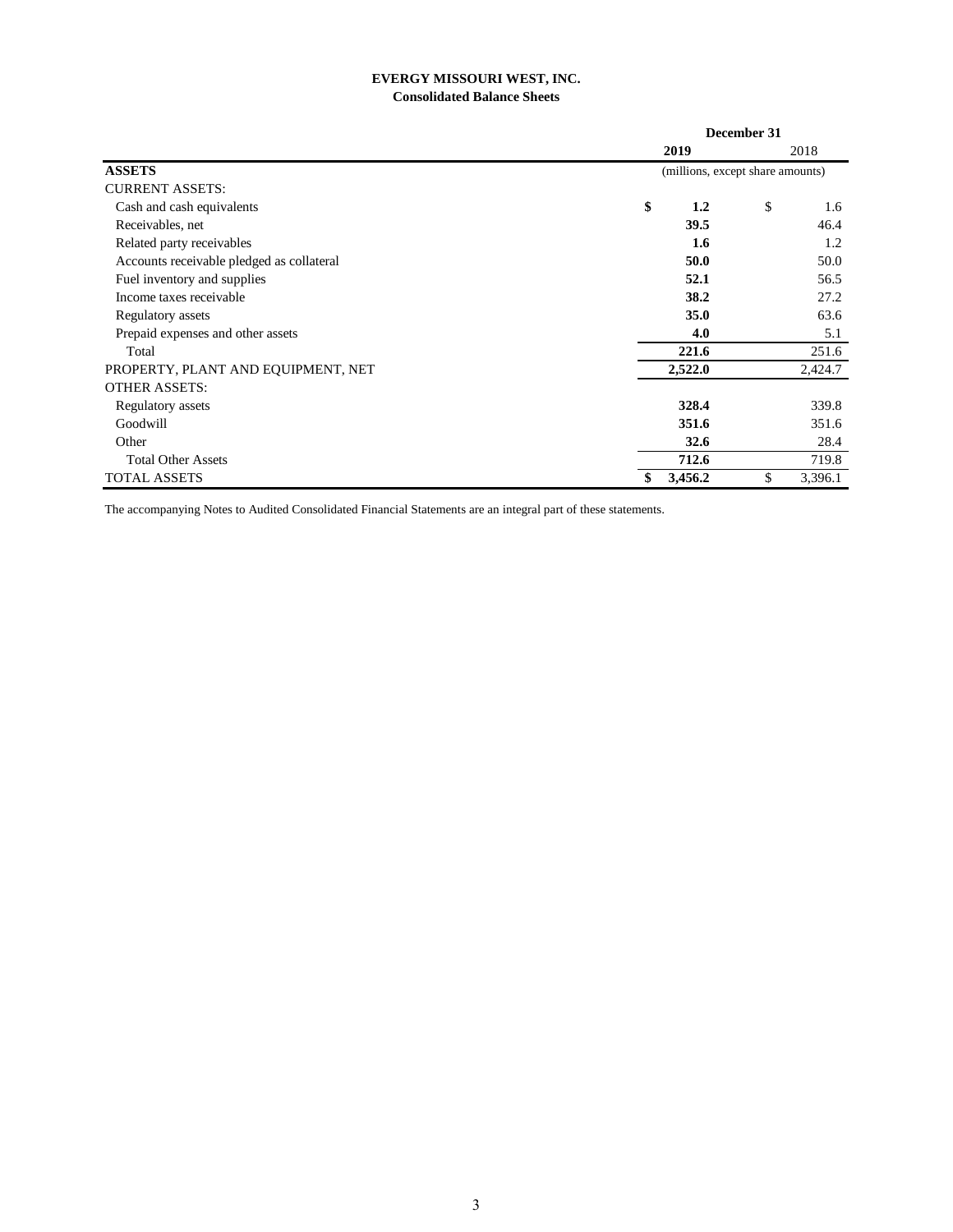**EVERGY MISSOURI WEST, INC.**
**Consolidated Balance Sheets**

| | December 31 | |
|---|---|---|
| | **2019** | 2018 |
| **ASSETS** | (millions, except share amounts) | |
| CURRENT ASSETS: | | |
| Cash and cash equivalents | **$ 1.2** | $ 1.6 |
| Receivables, net | **39.5** | 46.4 |
| Related party receivables | **1.6** | 1.2 |
| Accounts receivable pledged as collateral | **50.0** | 50.0 |
| Fuel inventory and supplies | **52.1** | 56.5 |
| Income taxes receivable | **38.2** | 27.2 |
| Regulatory assets | **35.0** | 63.6 |
| Prepaid expenses and other assets | **4.0** | 5.1 |
| Total | **221.6** | 251.6 |
| PROPERTY, PLANT AND EQUIPMENT, NET | **2,522.0** | 2,424.7 |
| OTHER ASSETS: | | |
| Regulatory assets | **328.4** | 339.8 |
| Goodwill | **351.6** | 351.6 |
| Other | **32.6** | 28.4 |
| Total Other Assets | **712.6** | 719.8 |
| TOTAL ASSETS | **$ 3,456.2** | $ 3,396.1 |

The accompanying Notes to Audited Consolidated Financial Statements are an integral part of these statements.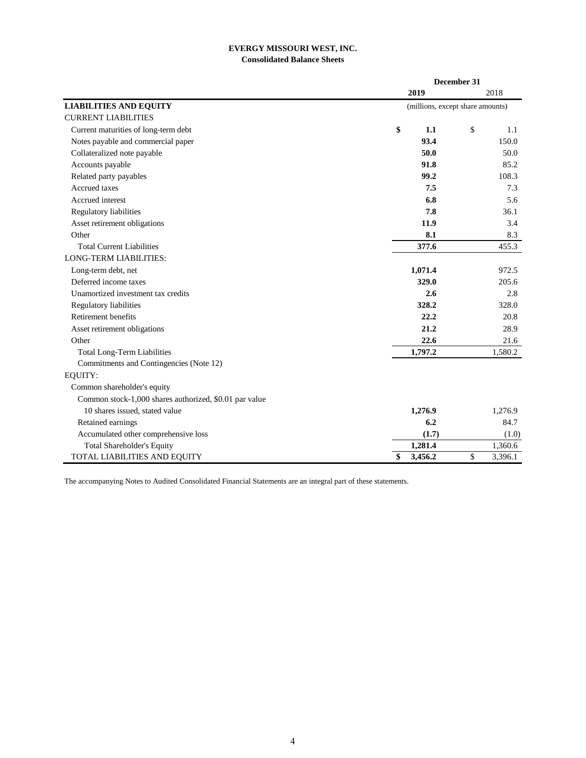**EVERGY MISSOURI WEST, INC.**
**Consolidated Balance Sheets**

| | December 31 | |
|---|---|---|
| | **2019** | 2018 |
| **LIABILITIES AND EQUITY** | (millions, except share amounts) | |
| CURRENT LIABILITIES | | |
| Current maturities of long-term debt | **$ 1.1** | $ 1.1 |
| Notes payable and commercial paper | **93.4** | 150.0 |
| Collateralized note payable | **50.0** | 50.0 |
| Accounts payable | **91.8** | 85.2 |
| Related party payables | **99.2** | 108.3 |
| Accrued taxes | **7.5** | 7.3 |
| Accrued interest | **6.8** | 5.6 |
| Regulatory liabilities | **7.8** | 36.1 |
| Asset retirement obligations | **11.9** | 3.4 |
| Other | **8.1** | 8.3 |
| Total Current Liabilities | **377.6** | 455.3 |
| LONG-TERM LIABILITIES: | | |
| Long-term debt, net | **1,071.4** | 972.5 |
| Deferred income taxes | **329.0** | 205.6 |
| Unamortized investment tax credits | **2.6** | 2.8 |
| Regulatory liabilities | **328.2** | 328.0 |
| Retirement benefits | **22.2** | 20.8 |
| Asset retirement obligations | **21.2** | 28.9 |
| Other | **22.6** | 21.6 |
| Total Long-Term Liabilities | **1,797.2** | 1,580.2 |
| Commitments and Contingencies (Note 12) | | |
| EQUITY: | | |
| Common shareholder's equity | | |
| Common stock-1,000 shares authorized, $0.01 par value | | |
| 10 shares issued, stated value | **1,276.9** | 1,276.9 |
| Retained earnings | **6.2** | 84.7 |
| Accumulated other comprehensive loss | **(1.7)** | (1.0) |
| Total Shareholder's Equity | **1,281.4** | 1,360.6 |
| TOTAL LIABILITIES AND EQUITY | **$ 3,456.2** | $ 3,396.1 |

The accompanying Notes to Audited Consolidated Financial Statements are an integral part of these statements.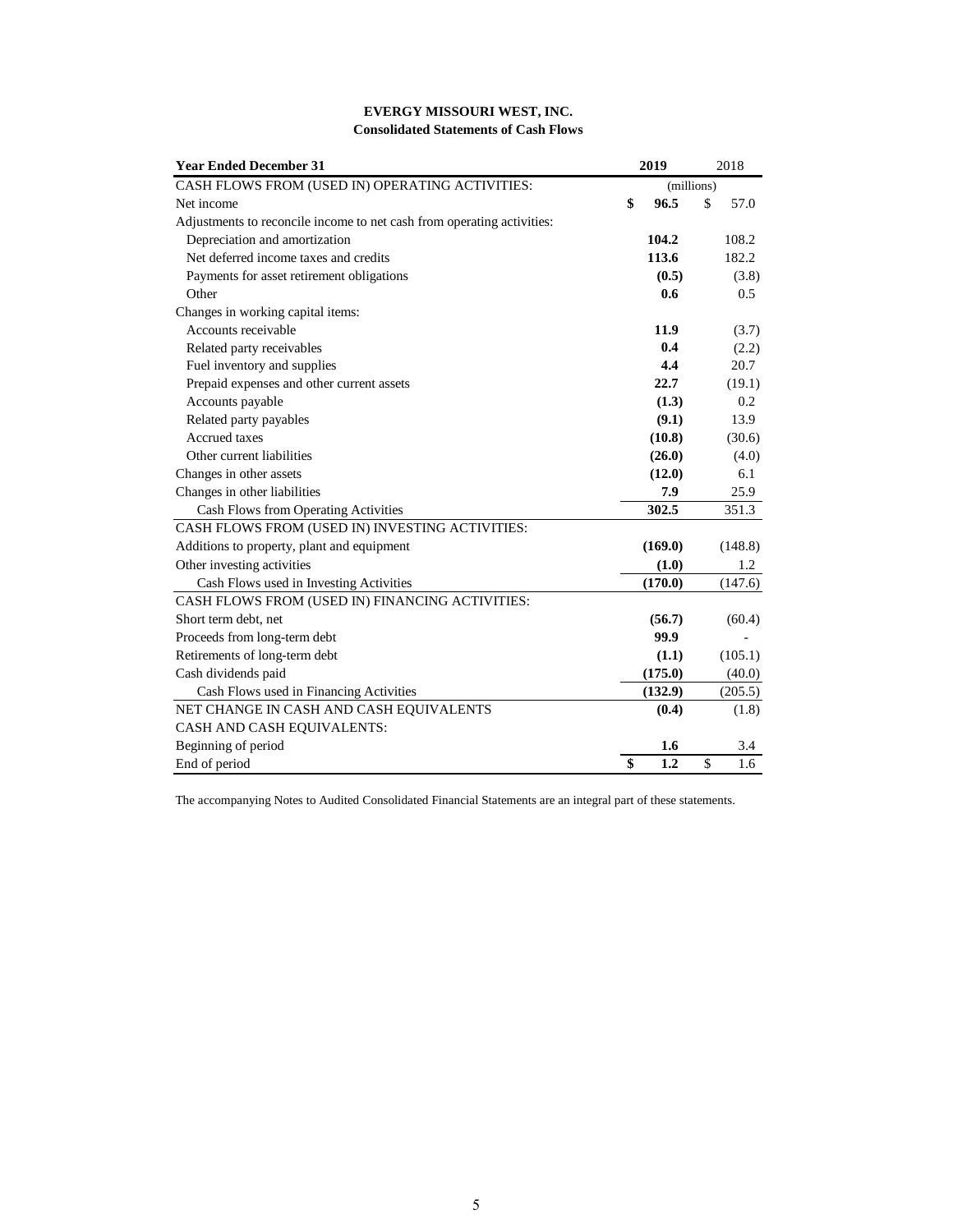**EVERGY MISSOURI WEST, INC.**
**Consolidated Statements of Cash Flows**

| Year Ended December 31 | 2019 | 2018 |
|---|---|---|
| CASH FLOWS FROM (USED IN) OPERATING ACTIVITIES: | (millions) | |
| Net income | $ 96.5 | $ 57.0 |
| Adjustments to reconcile income to net cash from operating activities: | | |
| Depreciation and amortization | 104.2 | 108.2 |
| Net deferred income taxes and credits | 113.6 | 182.2 |
| Payments for asset retirement obligations | (0.5) | (3.8) |
| Other | 0.6 | 0.5 |
| Changes in working capital items: | | |
| Accounts receivable | 11.9 | (3.7) |
| Related party receivables | 0.4 | (2.2) |
| Fuel inventory and supplies | 4.4 | 20.7 |
| Prepaid expenses and other current assets | 22.7 | (19.1) |
| Accounts payable | (1.3) | 0.2 |
| Related party payables | (9.1) | 13.9 |
| Accrued taxes | (10.8) | (30.6) |
| Other current liabilities | (26.0) | (4.0) |
| Changes in other assets | (12.0) | 6.1 |
| Changes in other liabilities | 7.9 | 25.9 |
| Cash Flows from Operating Activities | 302.5 | 351.3 |
| CASH FLOWS FROM (USED IN) INVESTING ACTIVITIES: | | |
| Additions to property, plant and equipment | (169.0) | (148.8) |
| Other investing activities | (1.0) | 1.2 |
| Cash Flows used in Investing Activities | (170.0) | (147.6) |
| CASH FLOWS FROM (USED IN) FINANCING ACTIVITIES: | | |
| Short term debt, net | (56.7) | (60.4) |
| Proceeds from long-term debt | 99.9 | - |
| Retirements of long-term debt | (1.1) | (105.1) |
| Cash dividends paid | (175.0) | (40.0) |
| Cash Flows used in Financing Activities | (132.9) | (205.5) |
| NET CHANGE IN CASH AND CASH EQUIVALENTS | (0.4) | (1.8) |
| CASH AND CASH EQUIVALENTS: | | |
| Beginning of period | 1.6 | 3.4 |
| End of period | $ 1.2 | $ 1.6 |

The accompanying Notes to Audited Consolidated Financial Statements are an integral part of these statements.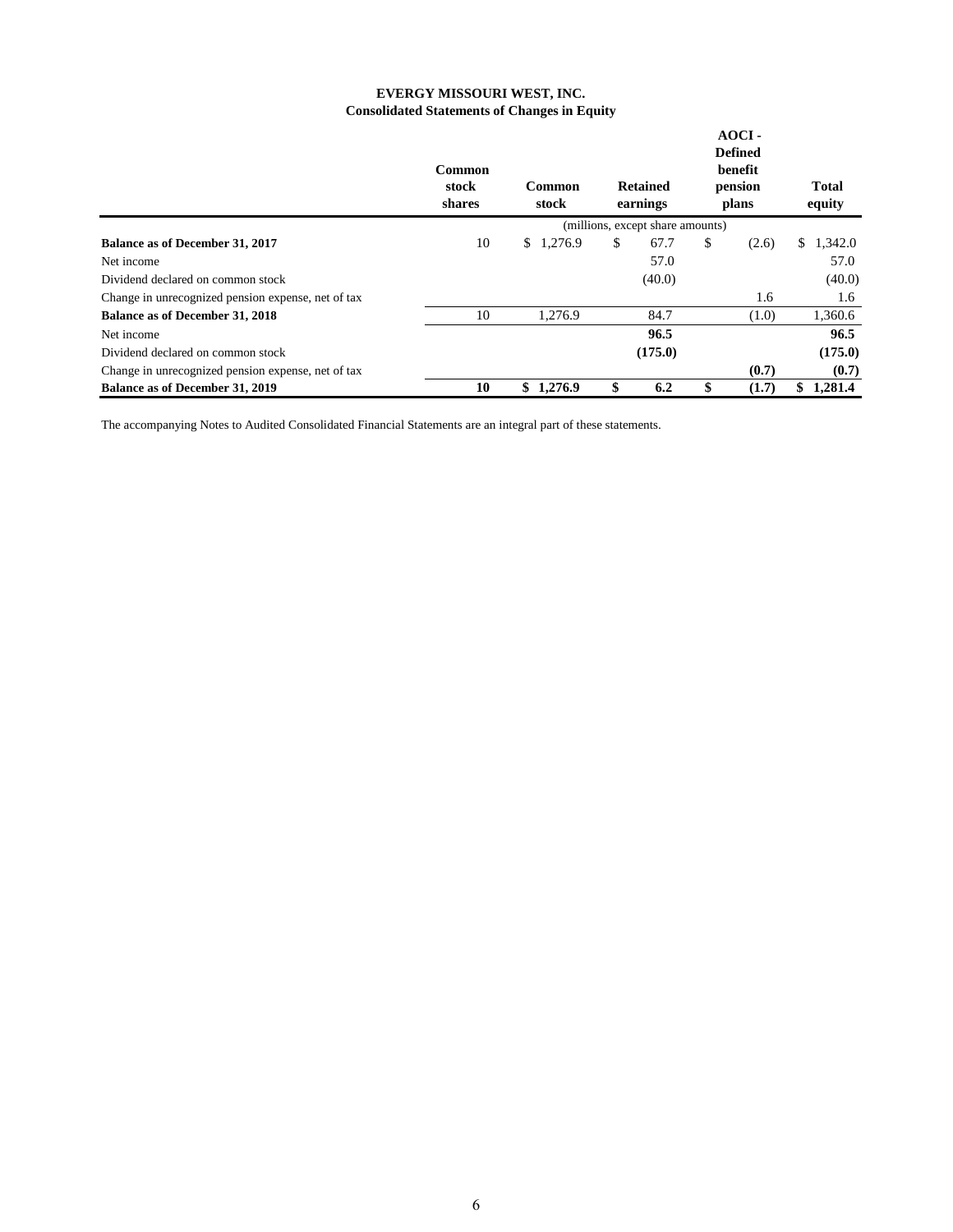# EVERGY MISSOURI WEST, INC.
## Consolidated Statements of Changes in Equity

| | Common stock shares | Common stock | Retained earnings | AOCI - Defined benefit pension plans | Total equity |
|---|---|---|---|---|---|
| | (millions, except share amounts) | | | | |
| **Balance as of December 31, 2017** | 10 | $ 1,276.9 | $ 67.7 | $ (2.6) | $ 1,342.0 |
| Net income | | | 57.0 | | 57.0 |
| Dividend declared on common stock | | | (40.0) | | (40.0) |
| Change in unrecognized pension expense, net of tax | | | | 1.6 | 1.6 |
| **Balance as of December 31, 2018** | 10 | 1,276.9 | 84.7 | (1.0) | 1,360.6 |
| Net income | | | **96.5** | | **96.5** |
| Dividend declared on common stock | | | **(175.0)** | | **(175.0)** |
| Change in unrecognized pension expense, net of tax | | | | **(0.7)** | **(0.7)** |
| **Balance as of December 31, 2019** | **10** | **$ 1,276.9** | **$ 6.2** | **$ (1.7)** | **$ 1,281.4** |

The accompanying Notes to Audited Consolidated Financial Statements are an integral part of these statements.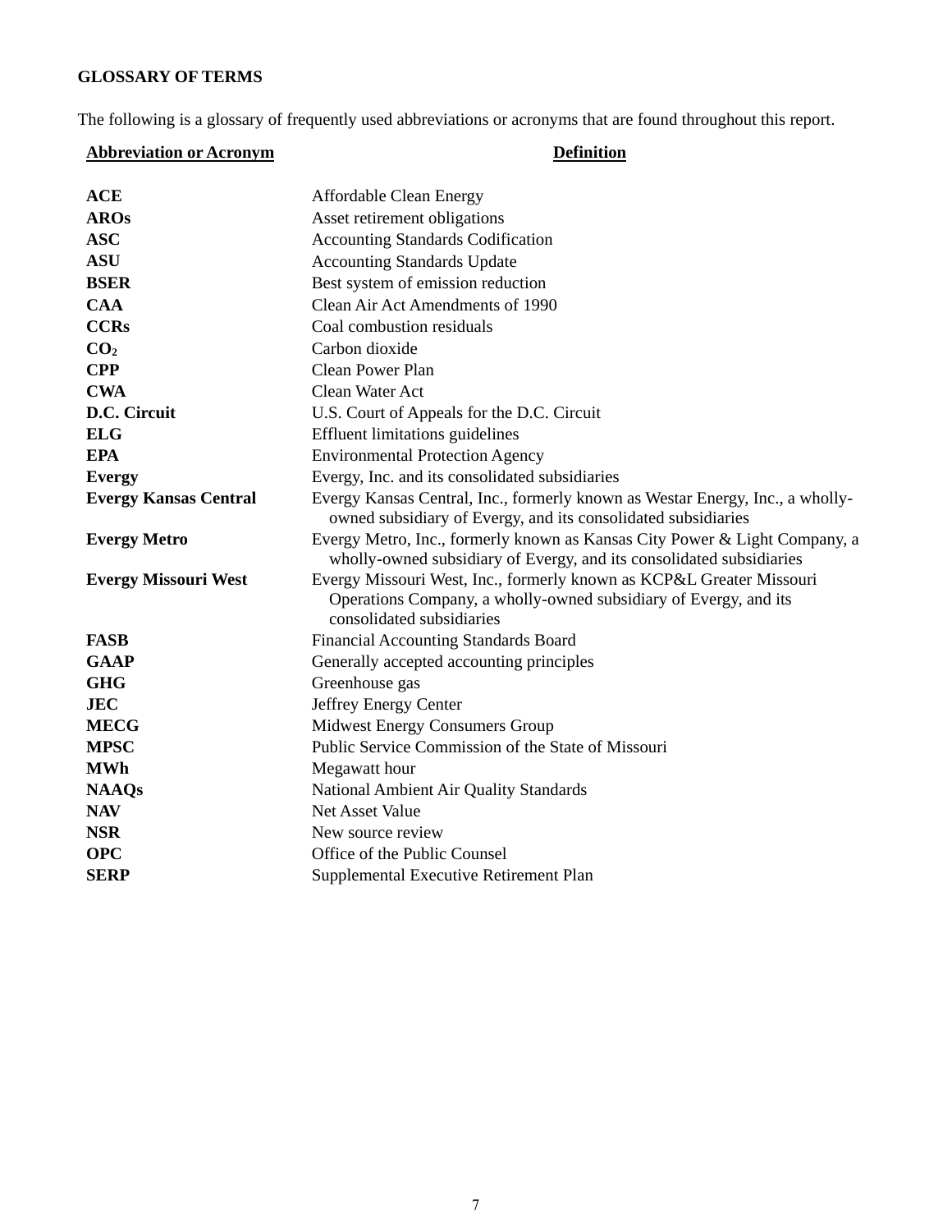## GLOSSARY OF TERMS

The following is a glossary of frequently used abbreviations or acronyms that are found throughout this report.

| Abbreviation or Acronym | Definition |
|---|---|
| **ACE** | Affordable Clean Energy |
| **AROs** | Asset retirement obligations |
| **ASC** | Accounting Standards Codification |
| **ASU** | Accounting Standards Update |
| **BSER** | Best system of emission reduction |
| **CAA** | Clean Air Act Amendments of 1990 |
| **CCRs** | Coal combustion residuals |
| **$CO_2$** | Carbon dioxide |
| **CPP** | Clean Power Plan |
| **CWA** | Clean Water Act |
| **D.C. Circuit** | U.S. Court of Appeals for the D.C. Circuit |
| **ELG** | Effluent limitations guidelines |
| **EPA** | Environmental Protection Agency |
| **Evergy** | Evergy, Inc. and its consolidated subsidiaries |
| **Evergy Kansas Central** | Evergy Kansas Central, Inc., formerly known as Westar Energy, Inc., a wholly-owned subsidiary of Evergy, and its consolidated subsidiaries |
| **Evergy Metro** | Evergy Metro, Inc., formerly known as Kansas City Power & Light Company, a wholly-owned subsidiary of Evergy, and its consolidated subsidiaries |
| **Evergy Missouri West** | Evergy Missouri West, Inc., formerly known as KCP&L Greater Missouri Operations Company, a wholly-owned subsidiary of Evergy, and its consolidated subsidiaries |
| **FASB** | Financial Accounting Standards Board |
| **GAAP** | Generally accepted accounting principles |
| **GHG** | Greenhouse gas |
| **JEC** | Jeffrey Energy Center |
| **MECG** | Midwest Energy Consumers Group |
| **MPSC** | Public Service Commission of the State of Missouri |
| **MWh** | Megawatt hour |
| **NAAQs** | National Ambient Air Quality Standards |
| **NAV** | Net Asset Value |
| **NSR** | New source review |
| **OPC** | Office of the Public Counsel |
| **SERP** | Supplemental Executive Retirement Plan |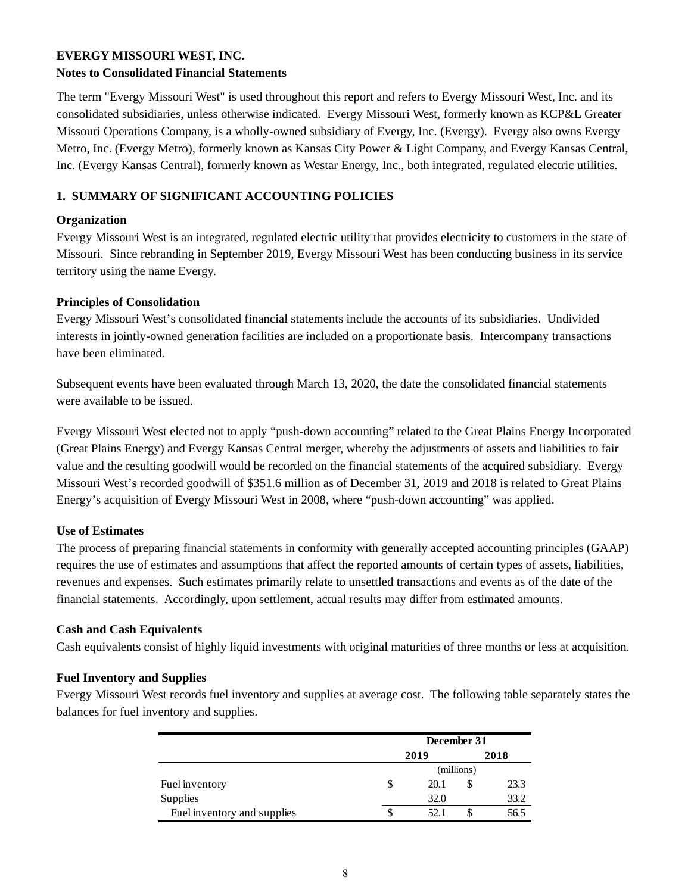**EVERGY MISSOURI WEST, INC.**
**Notes to Consolidated Financial Statements**

The term "Evergy Missouri West" is used throughout this report and refers to Evergy Missouri West, Inc. and its consolidated subsidiaries, unless otherwise indicated. Evergy Missouri West, formerly known as KCP&L Greater Missouri Operations Company, is a wholly-owned subsidiary of Evergy, Inc. (Evergy). Evergy also owns Evergy Metro, Inc. (Evergy Metro), formerly known as Kansas City Power & Light Company, and Evergy Kansas Central, Inc. (Evergy Kansas Central), formerly known as Westar Energy, Inc., both integrated, regulated electric utilities.

## 1. SUMMARY OF SIGNIFICANT ACCOUNTING POLICIES

### Organization

Evergy Missouri West is an integrated, regulated electric utility that provides electricity to customers in the state of Missouri. Since rebranding in September 2019, Evergy Missouri West has been conducting business in its service territory using the name Evergy.

### Principles of Consolidation

Evergy Missouri West's consolidated financial statements include the accounts of its subsidiaries. Undivided interests in jointly-owned generation facilities are included on a proportionate basis. Intercompany transactions have been eliminated.

Subsequent events have been evaluated through March 13, 2020, the date the consolidated financial statements were available to be issued.

Evergy Missouri West elected not to apply "push-down accounting" related to the Great Plains Energy Incorporated (Great Plains Energy) and Evergy Kansas Central merger, whereby the adjustments of assets and liabilities to fair value and the resulting goodwill would be recorded on the financial statements of the acquired subsidiary. Evergy Missouri West's recorded goodwill of $351.6 million as of December 31, 2019 and 2018 is related to Great Plains Energy's acquisition of Evergy Missouri West in 2008, where "push-down accounting" was applied.

### Use of Estimates

The process of preparing financial statements in conformity with generally accepted accounting principles (GAAP) requires the use of estimates and assumptions that affect the reported amounts of certain types of assets, liabilities, revenues and expenses. Such estimates primarily relate to unsettled transactions and events as of the date of the financial statements. Accordingly, upon settlement, actual results may differ from estimated amounts.

### Cash and Cash Equivalents

Cash equivalents consist of highly liquid investments with original maturities of three months or less at acquisition.

### Fuel Inventory and Supplies

Evergy Missouri West records fuel inventory and supplies at average cost. The following table separately states the balances for fuel inventory and supplies.

| | December 31 | |
|---|---|---|
| | 2019 | 2018 |
| | (millions) | |
| Fuel inventory | $ 20.1 | $ 23.3 |
| Supplies | 32.0 | 33.2 |
| Fuel inventory and supplies | $ 52.1 | $ 56.5 |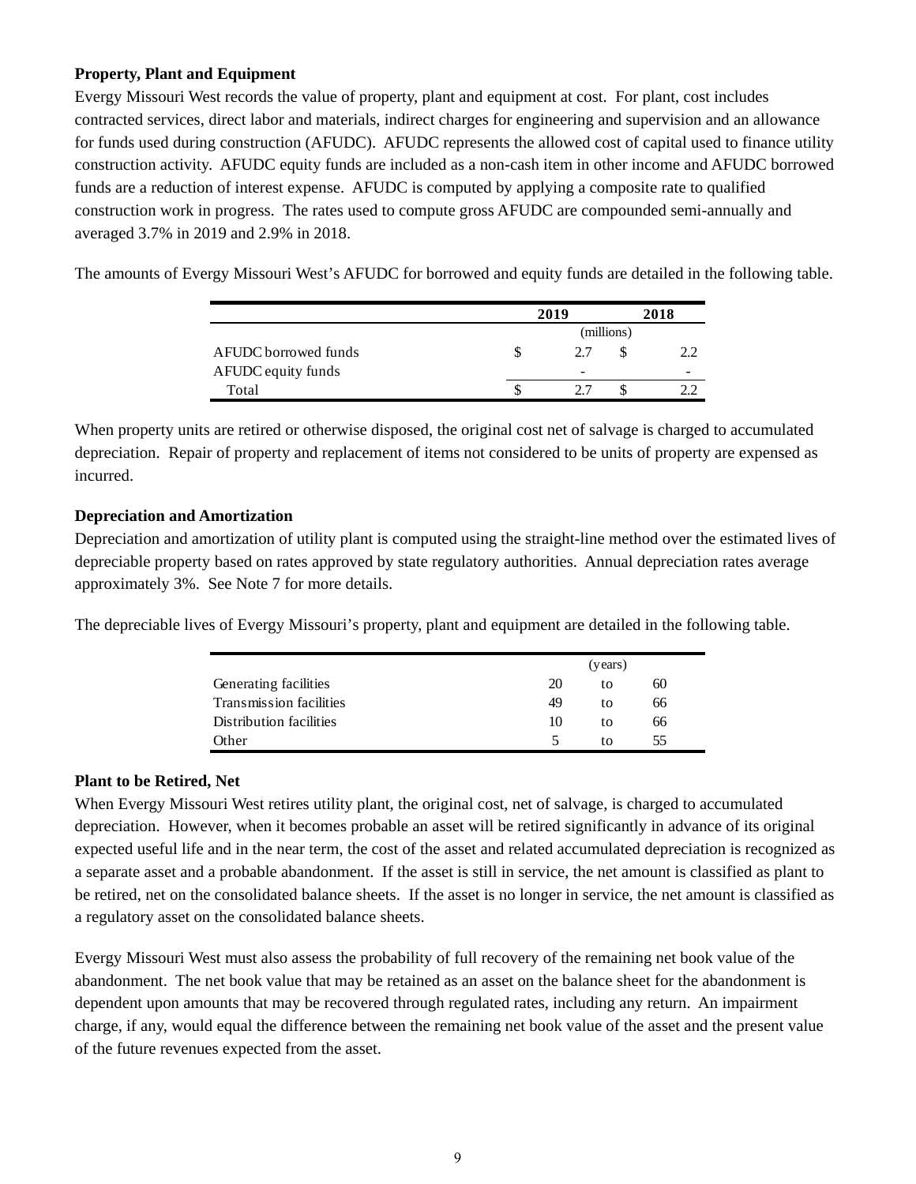### Property, Plant and Equipment

Evergy Missouri West records the value of property, plant and equipment at cost. For plant, cost includes contracted services, direct labor and materials, indirect charges for engineering and supervision and an allowance for funds used during construction (AFUDC). AFUDC represents the allowed cost of capital used to finance utility construction activity. AFUDC equity funds are included as a non-cash item in other income and AFUDC borrowed funds are a reduction of interest expense. AFUDC is computed by applying a composite rate to qualified construction work in progress. The rates used to compute gross AFUDC are compounded semi-annually and averaged 3.7% in 2019 and 2.9% in 2018.

The amounts of Evergy Missouri West's AFUDC for borrowed and equity funds are detailed in the following table.

| | 2019 | 2018 |
|---|---|---|
| | (millions) | |
| AFUDC borrowed funds | $ 2.7 | $ 2.2 |
| AFUDC equity funds | - | - |
| Total | $ 2.7 | $ 2.2 |

When property units are retired or otherwise disposed, the original cost net of salvage is charged to accumulated depreciation. Repair of property and replacement of items not considered to be units of property are expensed as incurred.

### Depreciation and Amortization

Depreciation and amortization of utility plant is computed using the straight-line method over the estimated lives of depreciable property based on rates approved by state regulatory authorities. Annual depreciation rates average approximately 3%. See Note 7 for more details.

The depreciable lives of Evergy Missouri's property, plant and equipment are detailed in the following table.

| | (years) | | |
|---|---|---|---|
| Generating facilities | 20 | to | 60 |
| Transmission facilities | 49 | to | 66 |
| Distribution facilities | 10 | to | 66 |
| Other | 5 | to | 55 |

### Plant to be Retired, Net

When Evergy Missouri West retires utility plant, the original cost, net of salvage, is charged to accumulated depreciation. However, when it becomes probable an asset will be retired significantly in advance of its original expected useful life and in the near term, the cost of the asset and related accumulated depreciation is recognized as a separate asset and a probable abandonment. If the asset is still in service, the net amount is classified as plant to be retired, net on the consolidated balance sheets. If the asset is no longer in service, the net amount is classified as a regulatory asset on the consolidated balance sheets.

Evergy Missouri West must also assess the probability of full recovery of the remaining net book value of the abandonment. The net book value that may be retained as an asset on the balance sheet for the abandonment is dependent upon amounts that may be recovered through regulated rates, including any return. An impairment charge, if any, would equal the difference between the remaining net book value of the asset and the present value of the future revenues expected from the asset.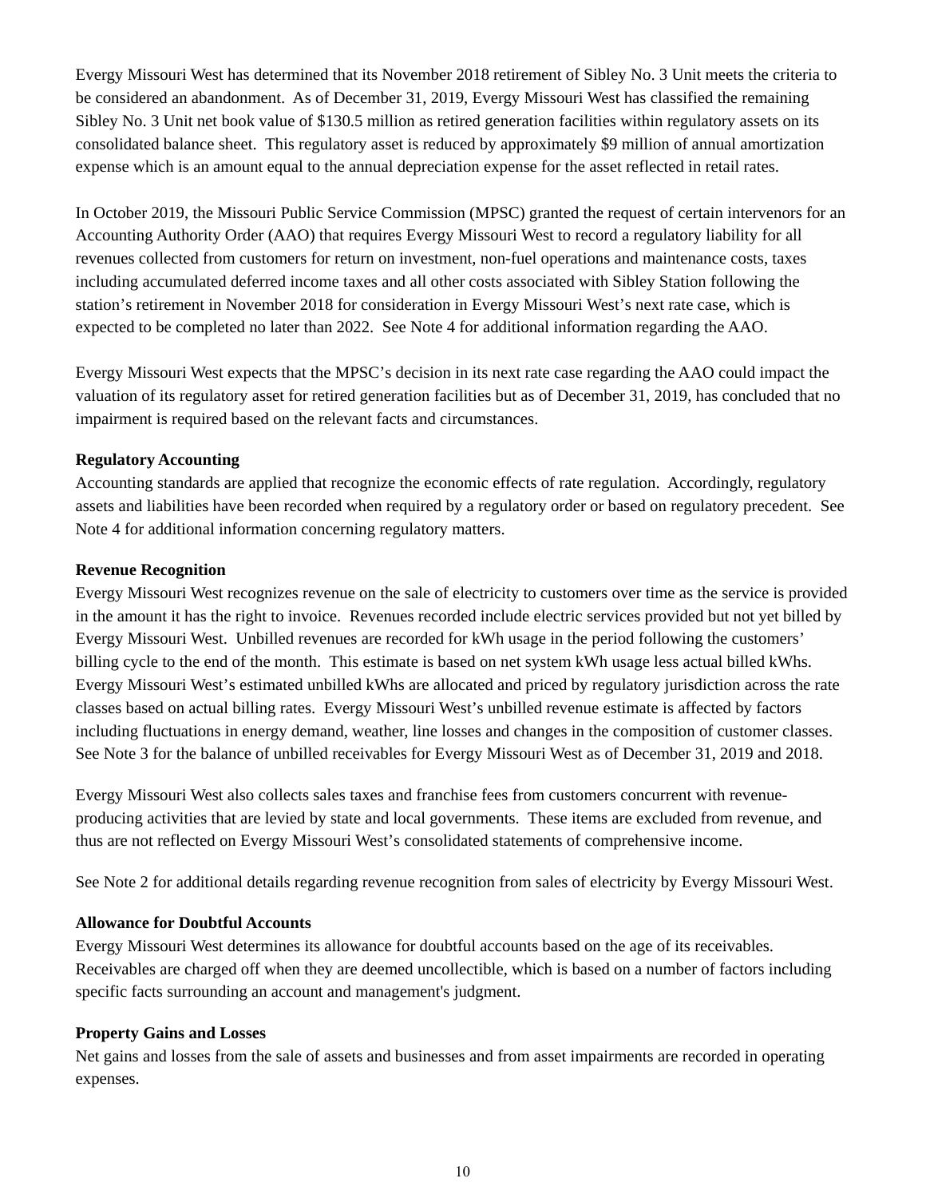Evergy Missouri West has determined that its November 2018 retirement of Sibley No. 3 Unit meets the criteria to be considered an abandonment. As of December 31, 2019, Evergy Missouri West has classified the remaining Sibley No. 3 Unit net book value of $130.5 million as retired generation facilities within regulatory assets on its consolidated balance sheet. This regulatory asset is reduced by approximately $9 million of annual amortization expense which is an amount equal to the annual depreciation expense for the asset reflected in retail rates.

In October 2019, the Missouri Public Service Commission (MPSC) granted the request of certain intervenors for an Accounting Authority Order (AAO) that requires Evergy Missouri West to record a regulatory liability for all revenues collected from customers for return on investment, non-fuel operations and maintenance costs, taxes including accumulated deferred income taxes and all other costs associated with Sibley Station following the station's retirement in November 2018 for consideration in Evergy Missouri West's next rate case, which is expected to be completed no later than 2022. See Note 4 for additional information regarding the AAO.

Evergy Missouri West expects that the MPSC's decision in its next rate case regarding the AAO could impact the valuation of its regulatory asset for retired generation facilities but as of December 31, 2019, has concluded that no impairment is required based on the relevant facts and circumstances.

**Regulatory Accounting**

Accounting standards are applied that recognize the economic effects of rate regulation. Accordingly, regulatory assets and liabilities have been recorded when required by a regulatory order or based on regulatory precedent. See Note 4 for additional information concerning regulatory matters.

**Revenue Recognition**

Evergy Missouri West recognizes revenue on the sale of electricity to customers over time as the service is provided in the amount it has the right to invoice. Revenues recorded include electric services provided but not yet billed by Evergy Missouri West. Unbilled revenues are recorded for kWh usage in the period following the customers' billing cycle to the end of the month. This estimate is based on net system kWh usage less actual billed kWhs. Evergy Missouri West's estimated unbilled kWhs are allocated and priced by regulatory jurisdiction across the rate classes based on actual billing rates. Evergy Missouri West's unbilled revenue estimate is affected by factors including fluctuations in energy demand, weather, line losses and changes in the composition of customer classes. See Note 3 for the balance of unbilled receivables for Evergy Missouri West as of December 31, 2019 and 2018.

Evergy Missouri West also collects sales taxes and franchise fees from customers concurrent with revenue-producing activities that are levied by state and local governments. These items are excluded from revenue, and thus are not reflected on Evergy Missouri West's consolidated statements of comprehensive income.

See Note 2 for additional details regarding revenue recognition from sales of electricity by Evergy Missouri West.

**Allowance for Doubtful Accounts**

Evergy Missouri West determines its allowance for doubtful accounts based on the age of its receivables. Receivables are charged off when they are deemed uncollectible, which is based on a number of factors including specific facts surrounding an account and management's judgment.

**Property Gains and Losses**

Net gains and losses from the sale of assets and businesses and from asset impairments are recorded in operating expenses.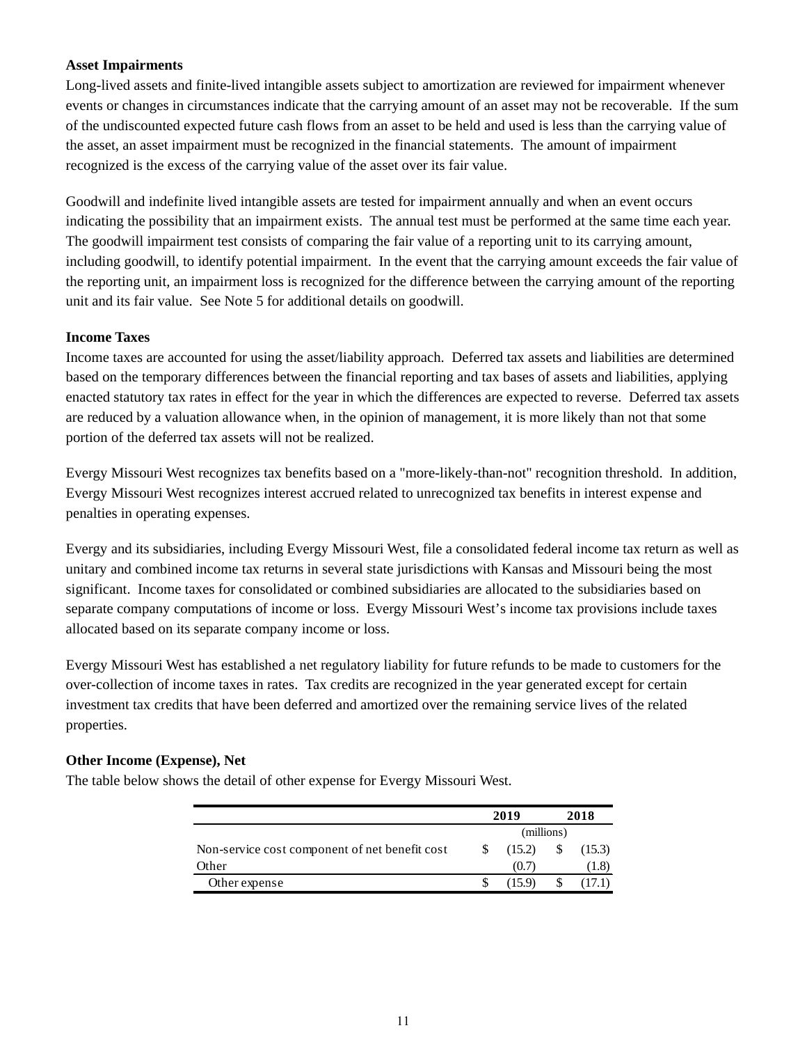**Asset Impairments**

Long-lived assets and finite-lived intangible assets subject to amortization are reviewed for impairment whenever events or changes in circumstances indicate that the carrying amount of an asset may not be recoverable. If the sum of the undiscounted expected future cash flows from an asset to be held and used is less than the carrying value of the asset, an asset impairment must be recognized in the financial statements. The amount of impairment recognized is the excess of the carrying value of the asset over its fair value.

Goodwill and indefinite lived intangible assets are tested for impairment annually and when an event occurs indicating the possibility that an impairment exists. The annual test must be performed at the same time each year. The goodwill impairment test consists of comparing the fair value of a reporting unit to its carrying amount, including goodwill, to identify potential impairment. In the event that the carrying amount exceeds the fair value of the reporting unit, an impairment loss is recognized for the difference between the carrying amount of the reporting unit and its fair value. See Note 5 for additional details on goodwill.

**Income Taxes**

Income taxes are accounted for using the asset/liability approach. Deferred tax assets and liabilities are determined based on the temporary differences between the financial reporting and tax bases of assets and liabilities, applying enacted statutory tax rates in effect for the year in which the differences are expected to reverse. Deferred tax assets are reduced by a valuation allowance when, in the opinion of management, it is more likely than not that some portion of the deferred tax assets will not be realized.

Evergy Missouri West recognizes tax benefits based on a "more-likely-than-not" recognition threshold. In addition, Evergy Missouri West recognizes interest accrued related to unrecognized tax benefits in interest expense and penalties in operating expenses.

Evergy and its subsidiaries, including Evergy Missouri West, file a consolidated federal income tax return as well as unitary and combined income tax returns in several state jurisdictions with Kansas and Missouri being the most significant. Income taxes for consolidated or combined subsidiaries are allocated to the subsidiaries based on separate company computations of income or loss. Evergy Missouri West's income tax provisions include taxes allocated based on its separate company income or loss.

Evergy Missouri West has established a net regulatory liability for future refunds to be made to customers for the over-collection of income taxes in rates. Tax credits are recognized in the year generated except for certain investment tax credits that have been deferred and amortized over the remaining service lives of the related properties.

**Other Income (Expense), Net**

The table below shows the detail of other expense for Evergy Missouri West.

| | 2019 | 2018 |
|---|---|---|
| | (millions) | |
| Non-service cost component of net benefit cost | $ (15.2) | $ (15.3) |
| Other | (0.7) | (1.8) |
| Other expense | $ (15.9) | $ (17.1) |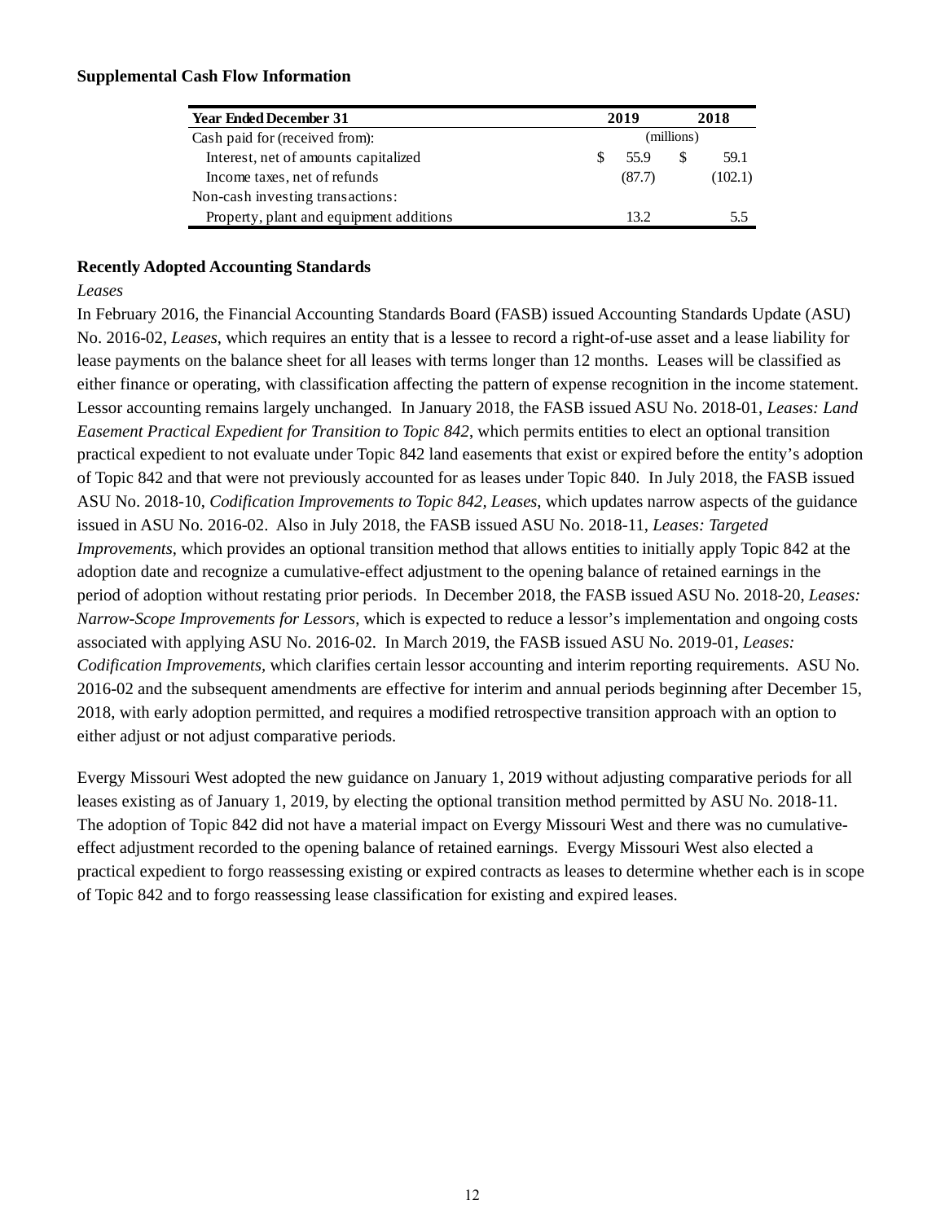**Supplemental Cash Flow Information**

| Year Ended December 31 | 2019 | 2018 |
|---|---|---|
| Cash paid for (received from): | (millions) | |
| Interest, net of amounts capitalized | $ 55.9 | $ 59.1 |
| Income taxes, net of refunds | (87.7) | (102.1) |
| Non-cash investing transactions: | | |
| Property, plant and equipment additions | 13.2 | 5.5 |

**Recently Adopted Accounting Standards**

*Leases*

In February 2016, the Financial Accounting Standards Board (FASB) issued Accounting Standards Update (ASU) No. 2016-02, *Leases*, which requires an entity that is a lessee to record a right-of-use asset and a lease liability for lease payments on the balance sheet for all leases with terms longer than 12 months. Leases will be classified as either finance or operating, with classification affecting the pattern of expense recognition in the income statement. Lessor accounting remains largely unchanged. In January 2018, the FASB issued ASU No. 2018-01, *Leases: Land Easement Practical Expedient for Transition to Topic 842*, which permits entities to elect an optional transition practical expedient to not evaluate under Topic 842 land easements that exist or expired before the entity's adoption of Topic 842 and that were not previously accounted for as leases under Topic 840. In July 2018, the FASB issued ASU No. 2018-10, *Codification Improvements to Topic 842, Leases*, which updates narrow aspects of the guidance issued in ASU No. 2016-02. Also in July 2018, the FASB issued ASU No. 2018-11, *Leases: Targeted Improvements*, which provides an optional transition method that allows entities to initially apply Topic 842 at the adoption date and recognize a cumulative-effect adjustment to the opening balance of retained earnings in the period of adoption without restating prior periods. In December 2018, the FASB issued ASU No. 2018-20, *Leases: Narrow-Scope Improvements for Lessors*, which is expected to reduce a lessor's implementation and ongoing costs associated with applying ASU No. 2016-02. In March 2019, the FASB issued ASU No. 2019-01, *Leases: Codification Improvements,* which clarifies certain lessor accounting and interim reporting requirements. ASU No. 2016-02 and the subsequent amendments are effective for interim and annual periods beginning after December 15, 2018, with early adoption permitted, and requires a modified retrospective transition approach with an option to either adjust or not adjust comparative periods.

Evergy Missouri West adopted the new guidance on January 1, 2019 without adjusting comparative periods for all leases existing as of January 1, 2019, by electing the optional transition method permitted by ASU No. 2018-11. The adoption of Topic 842 did not have a material impact on Evergy Missouri West and there was no cumulative-effect adjustment recorded to the opening balance of retained earnings. Evergy Missouri West also elected a practical expedient to forgo reassessing existing or expired contracts as leases to determine whether each is in scope of Topic 842 and to forgo reassessing lease classification for existing and expired leases.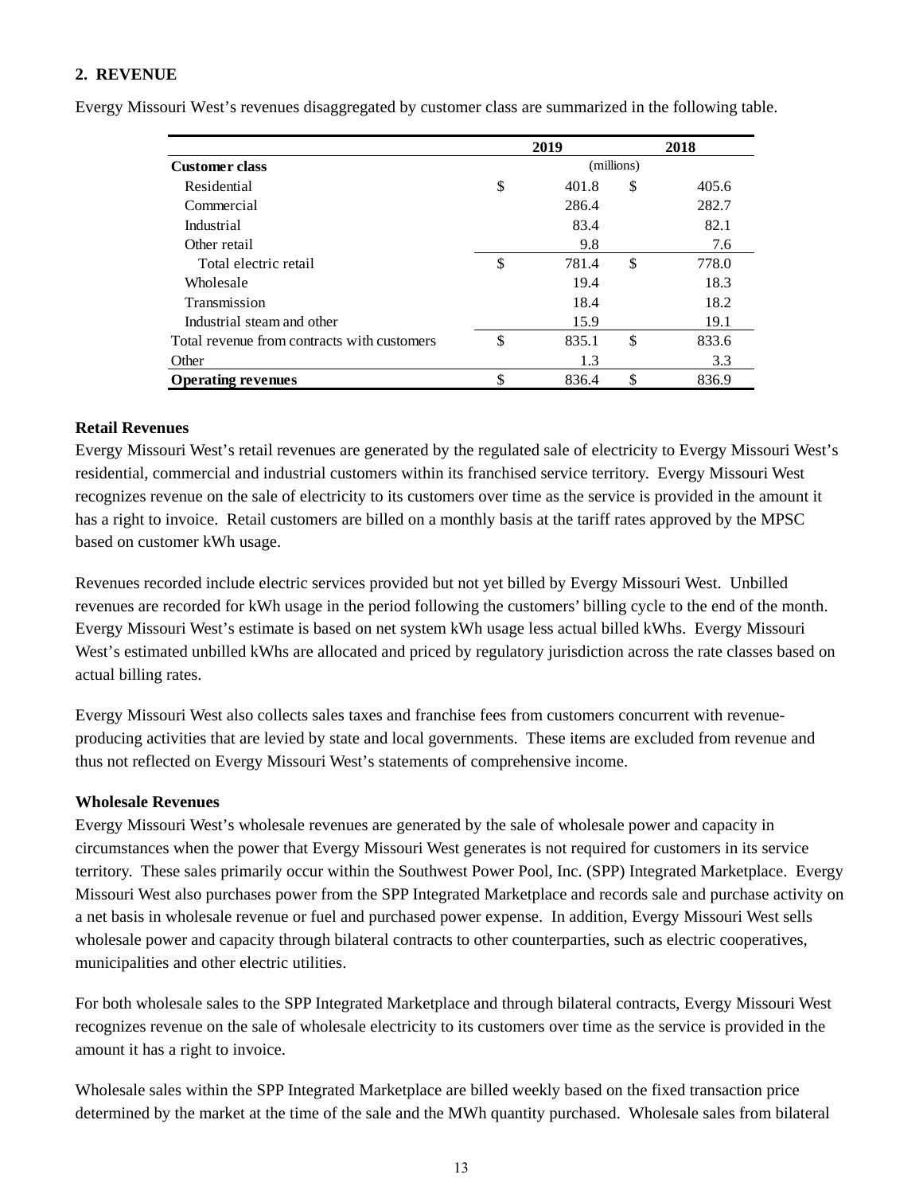## 2. REVENUE

Evergy Missouri West's revenues disaggregated by customer class are summarized in the following table.

| | 2019 | 2018 |
|---|---|---|
| **Customer class** | (millions) | |
| Residential | $ 401.8 | $ 405.6 |
| Commercial | 286.4 | 282.7 |
| Industrial | 83.4 | 82.1 |
| Other retail | 9.8 | 7.6 |
| Total electric retail | $ 781.4 | $ 778.0 |
| Wholesale | 19.4 | 18.3 |
| Transmission | 18.4 | 18.2 |
| Industrial steam and other | 15.9 | 19.1 |
| Total revenue from contracts with customers | $ 835.1 | $ 833.6 |
| Other | 1.3 | 3.3 |
| **Operating revenues** | $ 836.4 | $ 836.9 |

**Retail Revenues**

Evergy Missouri West's retail revenues are generated by the regulated sale of electricity to Evergy Missouri West's residential, commercial and industrial customers within its franchised service territory. Evergy Missouri West recognizes revenue on the sale of electricity to its customers over time as the service is provided in the amount it has a right to invoice. Retail customers are billed on a monthly basis at the tariff rates approved by the MPSC based on customer kWh usage.

Revenues recorded include electric services provided but not yet billed by Evergy Missouri West. Unbilled revenues are recorded for kWh usage in the period following the customers' billing cycle to the end of the month. Evergy Missouri West's estimate is based on net system kWh usage less actual billed kWhs. Evergy Missouri West's estimated unbilled kWhs are allocated and priced by regulatory jurisdiction across the rate classes based on actual billing rates.

Evergy Missouri West also collects sales taxes and franchise fees from customers concurrent with revenue-producing activities that are levied by state and local governments. These items are excluded from revenue and thus not reflected on Evergy Missouri West's statements of comprehensive income.

**Wholesale Revenues**

Evergy Missouri West's wholesale revenues are generated by the sale of wholesale power and capacity in circumstances when the power that Evergy Missouri West generates is not required for customers in its service territory. These sales primarily occur within the Southwest Power Pool, Inc. (SPP) Integrated Marketplace. Evergy Missouri West also purchases power from the SPP Integrated Marketplace and records sale and purchase activity on a net basis in wholesale revenue or fuel and purchased power expense. In addition, Evergy Missouri West sells wholesale power and capacity through bilateral contracts to other counterparties, such as electric cooperatives, municipalities and other electric utilities.

For both wholesale sales to the SPP Integrated Marketplace and through bilateral contracts, Evergy Missouri West recognizes revenue on the sale of wholesale electricity to its customers over time as the service is provided in the amount it has a right to invoice.

Wholesale sales within the SPP Integrated Marketplace are billed weekly based on the fixed transaction price determined by the market at the time of the sale and the MWh quantity purchased. Wholesale sales from bilateral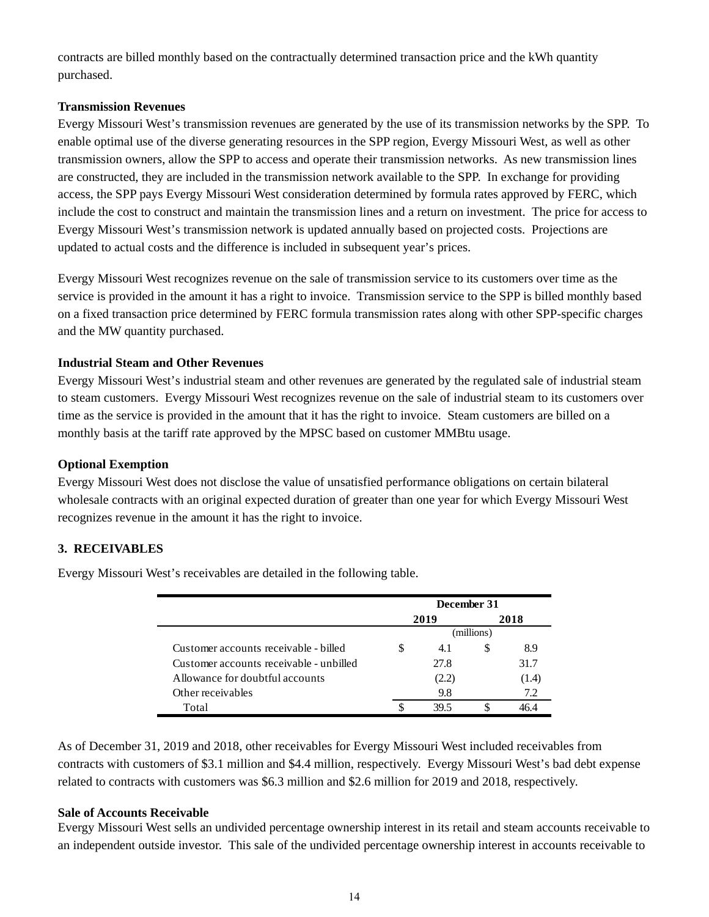contracts are billed monthly based on the contractually determined transaction price and the kWh quantity purchased.

**Transmission Revenues**

Evergy Missouri West's transmission revenues are generated by the use of its transmission networks by the SPP. To enable optimal use of the diverse generating resources in the SPP region, Evergy Missouri West, as well as other transmission owners, allow the SPP to access and operate their transmission networks. As new transmission lines are constructed, they are included in the transmission network available to the SPP. In exchange for providing access, the SPP pays Evergy Missouri West consideration determined by formula rates approved by FERC, which include the cost to construct and maintain the transmission lines and a return on investment. The price for access to Evergy Missouri West's transmission network is updated annually based on projected costs. Projections are updated to actual costs and the difference is included in subsequent year's prices.

Evergy Missouri West recognizes revenue on the sale of transmission service to its customers over time as the service is provided in the amount it has a right to invoice. Transmission service to the SPP is billed monthly based on a fixed transaction price determined by FERC formula transmission rates along with other SPP-specific charges and the MW quantity purchased.

**Industrial Steam and Other Revenues**

Evergy Missouri West's industrial steam and other revenues are generated by the regulated sale of industrial steam to steam customers. Evergy Missouri West recognizes revenue on the sale of industrial steam to its customers over time as the service is provided in the amount that it has the right to invoice. Steam customers are billed on a monthly basis at the tariff rate approved by the MPSC based on customer MMBtu usage.

**Optional Exemption**

Evergy Missouri West does not disclose the value of unsatisfied performance obligations on certain bilateral wholesale contracts with an original expected duration of greater than one year for which Evergy Missouri West recognizes revenue in the amount it has the right to invoice.

## 3. RECEIVABLES

Evergy Missouri West's receivables are detailed in the following table.

| | December 31 | |
|---|---|---|
| | 2019 | 2018 |
| | (millions) | |
| Customer accounts receivable - billed | $ 4.1 | $ 8.9 |
| Customer accounts receivable - unbilled | 27.8 | 31.7 |
| Allowance for doubtful accounts | (2.2) | (1.4) |
| Other receivables | 9.8 | 7.2 |
| Total | $ 39.5 | $ 46.4 |

As of December 31, 2019 and 2018, other receivables for Evergy Missouri West included receivables from contracts with customers of $3.1 million and $4.4 million, respectively. Evergy Missouri West's bad debt expense related to contracts with customers was $6.3 million and $2.6 million for 2019 and 2018, respectively.

**Sale of Accounts Receivable**

Evergy Missouri West sells an undivided percentage ownership interest in its retail and steam accounts receivable to an independent outside investor. This sale of the undivided percentage ownership interest in accounts receivable to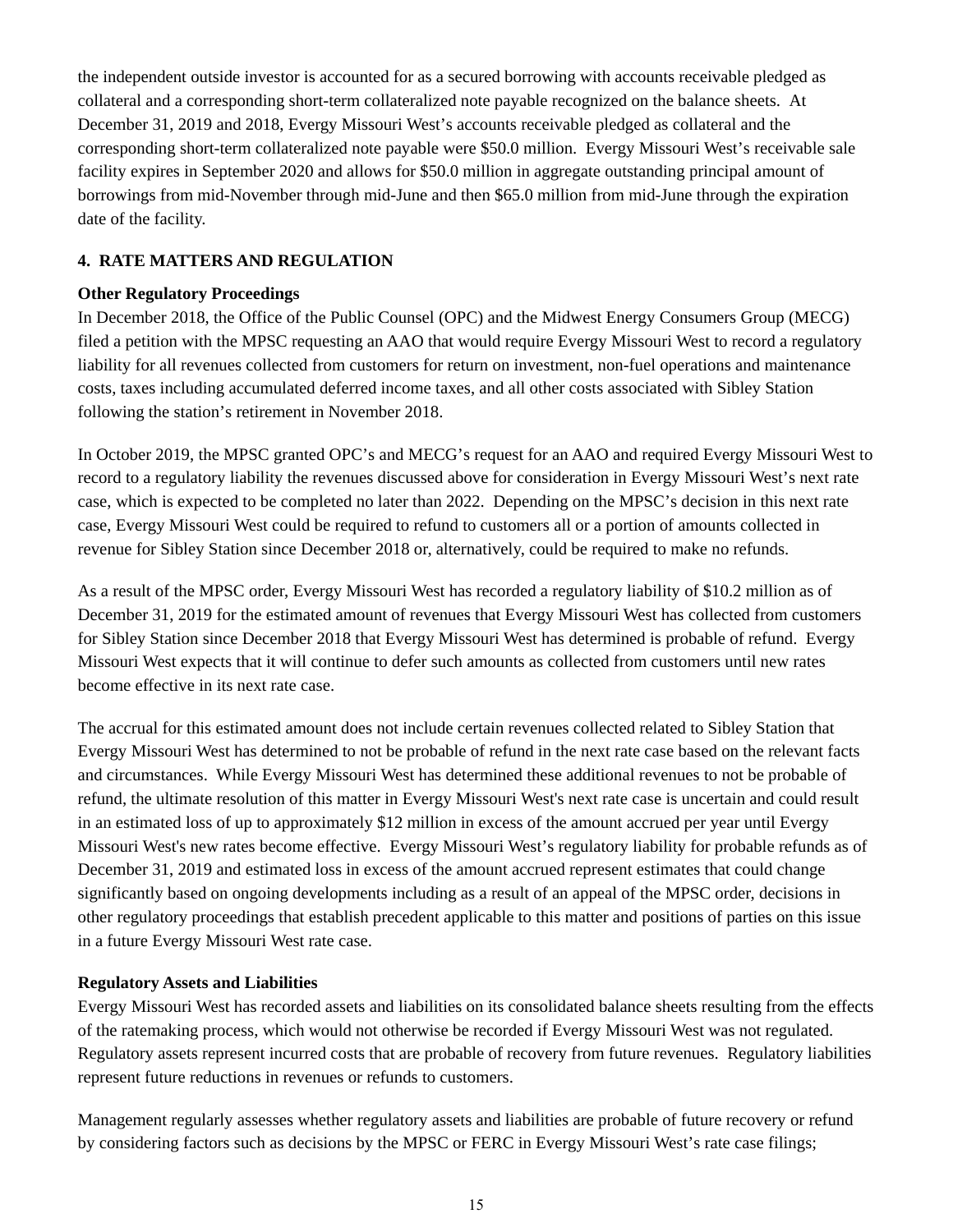the independent outside investor is accounted for as a secured borrowing with accounts receivable pledged as collateral and a corresponding short-term collateralized note payable recognized on the balance sheets. At December 31, 2019 and 2018, Evergy Missouri West's accounts receivable pledged as collateral and the corresponding short-term collateralized note payable were $50.0 million. Evergy Missouri West's receivable sale facility expires in September 2020 and allows for $50.0 million in aggregate outstanding principal amount of borrowings from mid-November through mid-June and then $65.0 million from mid-June through the expiration date of the facility.

## 4. RATE MATTERS AND REGULATION

### Other Regulatory Proceedings

In December 2018, the Office of the Public Counsel (OPC) and the Midwest Energy Consumers Group (MECG) filed a petition with the MPSC requesting an AAO that would require Evergy Missouri West to record a regulatory liability for all revenues collected from customers for return on investment, non-fuel operations and maintenance costs, taxes including accumulated deferred income taxes, and all other costs associated with Sibley Station following the station's retirement in November 2018.

In October 2019, the MPSC granted OPC's and MECG's request for an AAO and required Evergy Missouri West to record to a regulatory liability the revenues discussed above for consideration in Evergy Missouri West's next rate case, which is expected to be completed no later than 2022. Depending on the MPSC's decision in this next rate case, Evergy Missouri West could be required to refund to customers all or a portion of amounts collected in revenue for Sibley Station since December 2018 or, alternatively, could be required to make no refunds.

As a result of the MPSC order, Evergy Missouri West has recorded a regulatory liability of $10.2 million as of December 31, 2019 for the estimated amount of revenues that Evergy Missouri West has collected from customers for Sibley Station since December 2018 that Evergy Missouri West has determined is probable of refund. Evergy Missouri West expects that it will continue to defer such amounts as collected from customers until new rates become effective in its next rate case.

The accrual for this estimated amount does not include certain revenues collected related to Sibley Station that Evergy Missouri West has determined to not be probable of refund in the next rate case based on the relevant facts and circumstances. While Evergy Missouri West has determined these additional revenues to not be probable of refund, the ultimate resolution of this matter in Evergy Missouri West's next rate case is uncertain and could result in an estimated loss of up to approximately $12 million in excess of the amount accrued per year until Evergy Missouri West's new rates become effective. Evergy Missouri West's regulatory liability for probable refunds as of December 31, 2019 and estimated loss in excess of the amount accrued represent estimates that could change significantly based on ongoing developments including as a result of an appeal of the MPSC order, decisions in other regulatory proceedings that establish precedent applicable to this matter and positions of parties on this issue in a future Evergy Missouri West rate case.

### Regulatory Assets and Liabilities

Evergy Missouri West has recorded assets and liabilities on its consolidated balance sheets resulting from the effects of the ratemaking process, which would not otherwise be recorded if Evergy Missouri West was not regulated. Regulatory assets represent incurred costs that are probable of recovery from future revenues. Regulatory liabilities represent future reductions in revenues or refunds to customers.

Management regularly assesses whether regulatory assets and liabilities are probable of future recovery or refund by considering factors such as decisions by the MPSC or FERC in Evergy Missouri West's rate case filings;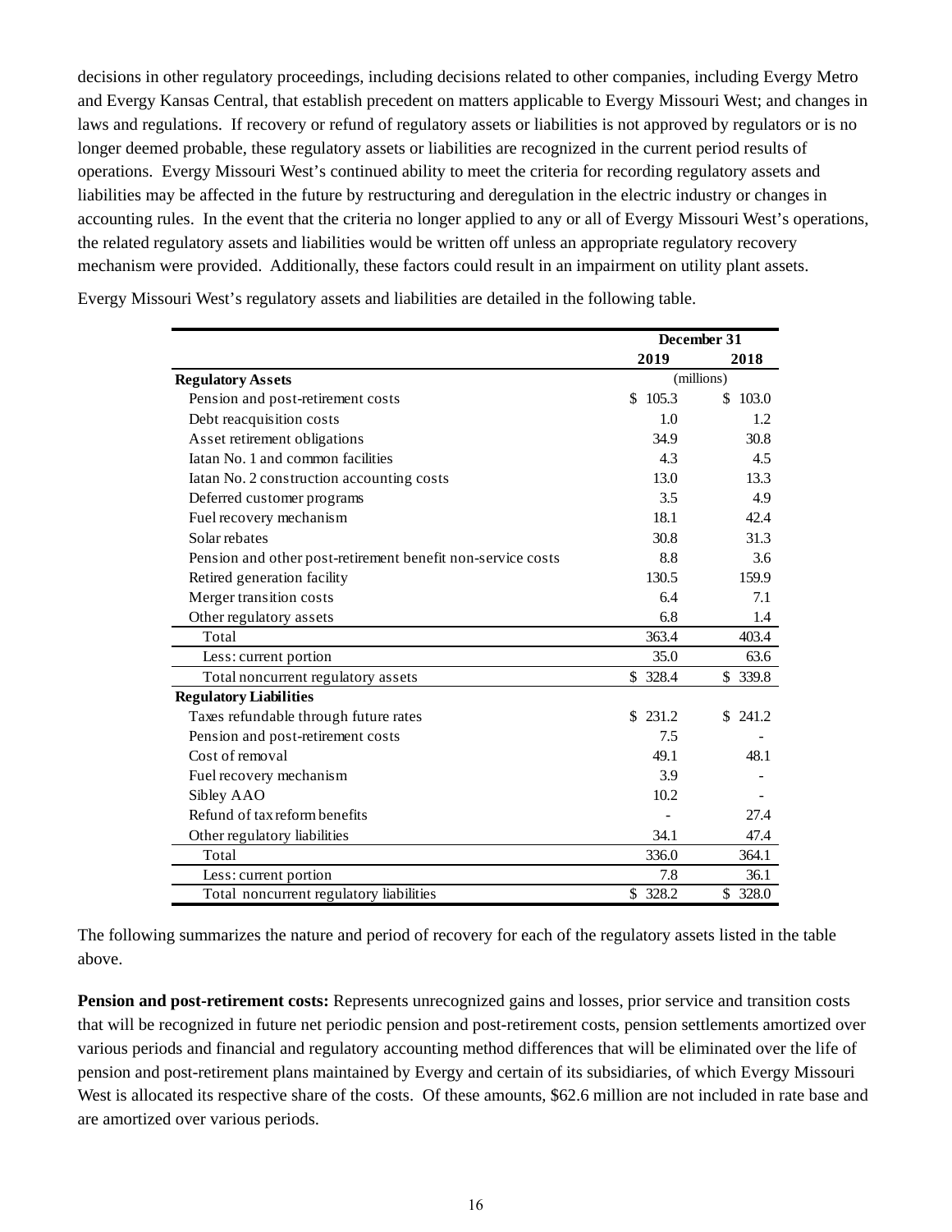decisions in other regulatory proceedings, including decisions related to other companies, including Evergy Metro and Evergy Kansas Central, that establish precedent on matters applicable to Evergy Missouri West; and changes in laws and regulations. If recovery or refund of regulatory assets or liabilities is not approved by regulators or is no longer deemed probable, these regulatory assets or liabilities are recognized in the current period results of operations. Evergy Missouri West's continued ability to meet the criteria for recording regulatory assets and liabilities may be affected in the future by restructuring and deregulation in the electric industry or changes in accounting rules. In the event that the criteria no longer applied to any or all of Evergy Missouri West's operations, the related regulatory assets and liabilities would be written off unless an appropriate regulatory recovery mechanism were provided. Additionally, these factors could result in an impairment on utility plant assets.

Evergy Missouri West's regulatory assets and liabilities are detailed in the following table.

| | December 31 | |
|---|---|---|
| | 2019 | 2018 |
| **Regulatory Assets** | (millions) | |
| Pension and post-retirement costs | $ 105.3 | $ 103.0 |
| Debt reacquisition costs | 1.0 | 1.2 |
| Asset retirement obligations | 34.9 | 30.8 |
| Iatan No. 1 and common facilities | 4.3 | 4.5 |
| Iatan No. 2 construction accounting costs | 13.0 | 13.3 |
| Deferred customer programs | 3.5 | 4.9 |
| Fuel recovery mechanism | 18.1 | 42.4 |
| Solar rebates | 30.8 | 31.3 |
| Pension and other post-retirement benefit non-service costs | 8.8 | 3.6 |
| Retired generation facility | 130.5 | 159.9 |
| Merger transition costs | 6.4 | 7.1 |
| Other regulatory assets | 6.8 | 1.4 |
| Total | 363.4 | 403.4 |
| Less: current portion | 35.0 | 63.6 |
| Total noncurrent regulatory assets | $ 328.4 | $ 339.8 |
| **Regulatory Liabilities** | | |
| Taxes refundable through future rates | $ 231.2 | $ 241.2 |
| Pension and post-retirement costs | 7.5 | - |
| Cost of removal | 49.1 | 48.1 |
| Fuel recovery mechanism | 3.9 | - |
| Sibley AAO | 10.2 | - |
| Refund of tax reform benefits | - | 27.4 |
| Other regulatory liabilities | 34.1 | 47.4 |
| Total | 336.0 | 364.1 |
| Less: current portion | 7.8 | 36.1 |
| Total noncurrent regulatory liabilities | $ 328.2 | $ 328.0 |

The following summarizes the nature and period of recovery for each of the regulatory assets listed in the table above.

**Pension and post-retirement costs:** Represents unrecognized gains and losses, prior service and transition costs that will be recognized in future net periodic pension and post-retirement costs, pension settlements amortized over various periods and financial and regulatory accounting method differences that will be eliminated over the life of pension and post-retirement plans maintained by Evergy and certain of its subsidiaries, of which Evergy Missouri West is allocated its respective share of the costs. Of these amounts, $62.6 million are not included in rate base and are amortized over various periods.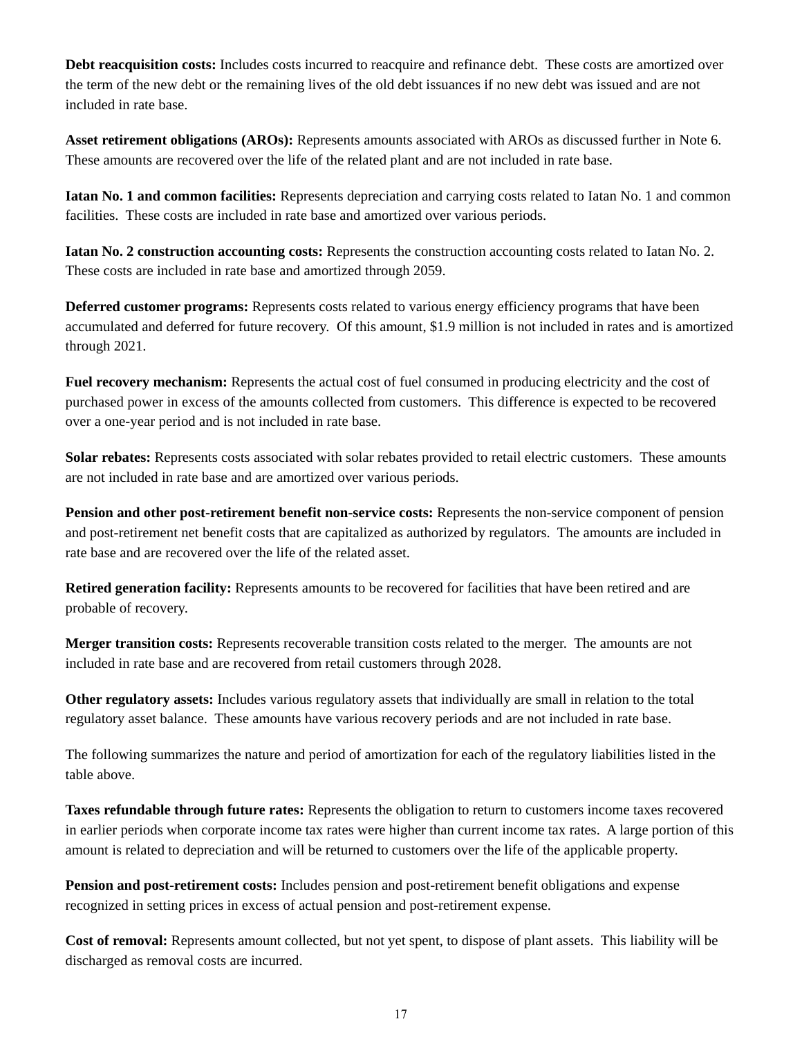**Debt reacquisition costs:** Includes costs incurred to reacquire and refinance debt. These costs are amortized over the term of the new debt or the remaining lives of the old debt issuances if no new debt was issued and are not included in rate base.

**Asset retirement obligations (AROs):** Represents amounts associated with AROs as discussed further in Note 6. These amounts are recovered over the life of the related plant and are not included in rate base.

**Iatan No. 1 and common facilities:** Represents depreciation and carrying costs related to Iatan No. 1 and common facilities. These costs are included in rate base and amortized over various periods.

**Iatan No. 2 construction accounting costs:** Represents the construction accounting costs related to Iatan No. 2. These costs are included in rate base and amortized through 2059.

**Deferred customer programs:** Represents costs related to various energy efficiency programs that have been accumulated and deferred for future recovery. Of this amount, $1.9 million is not included in rates and is amortized through 2021.

**Fuel recovery mechanism:** Represents the actual cost of fuel consumed in producing electricity and the cost of purchased power in excess of the amounts collected from customers. This difference is expected to be recovered over a one-year period and is not included in rate base.

**Solar rebates:** Represents costs associated with solar rebates provided to retail electric customers. These amounts are not included in rate base and are amortized over various periods.

**Pension and other post-retirement benefit non-service costs:** Represents the non-service component of pension and post-retirement net benefit costs that are capitalized as authorized by regulators. The amounts are included in rate base and are recovered over the life of the related asset.

**Retired generation facility:** Represents amounts to be recovered for facilities that have been retired and are probable of recovery.

**Merger transition costs:** Represents recoverable transition costs related to the merger. The amounts are not included in rate base and are recovered from retail customers through 2028.

**Other regulatory assets:** Includes various regulatory assets that individually are small in relation to the total regulatory asset balance. These amounts have various recovery periods and are not included in rate base.

The following summarizes the nature and period of amortization for each of the regulatory liabilities listed in the table above.

**Taxes refundable through future rates:** Represents the obligation to return to customers income taxes recovered in earlier periods when corporate income tax rates were higher than current income tax rates. A large portion of this amount is related to depreciation and will be returned to customers over the life of the applicable property.

**Pension and post-retirement costs:** Includes pension and post-retirement benefit obligations and expense recognized in setting prices in excess of actual pension and post-retirement expense.

**Cost of removal:** Represents amount collected, but not yet spent, to dispose of plant assets. This liability will be discharged as removal costs are incurred.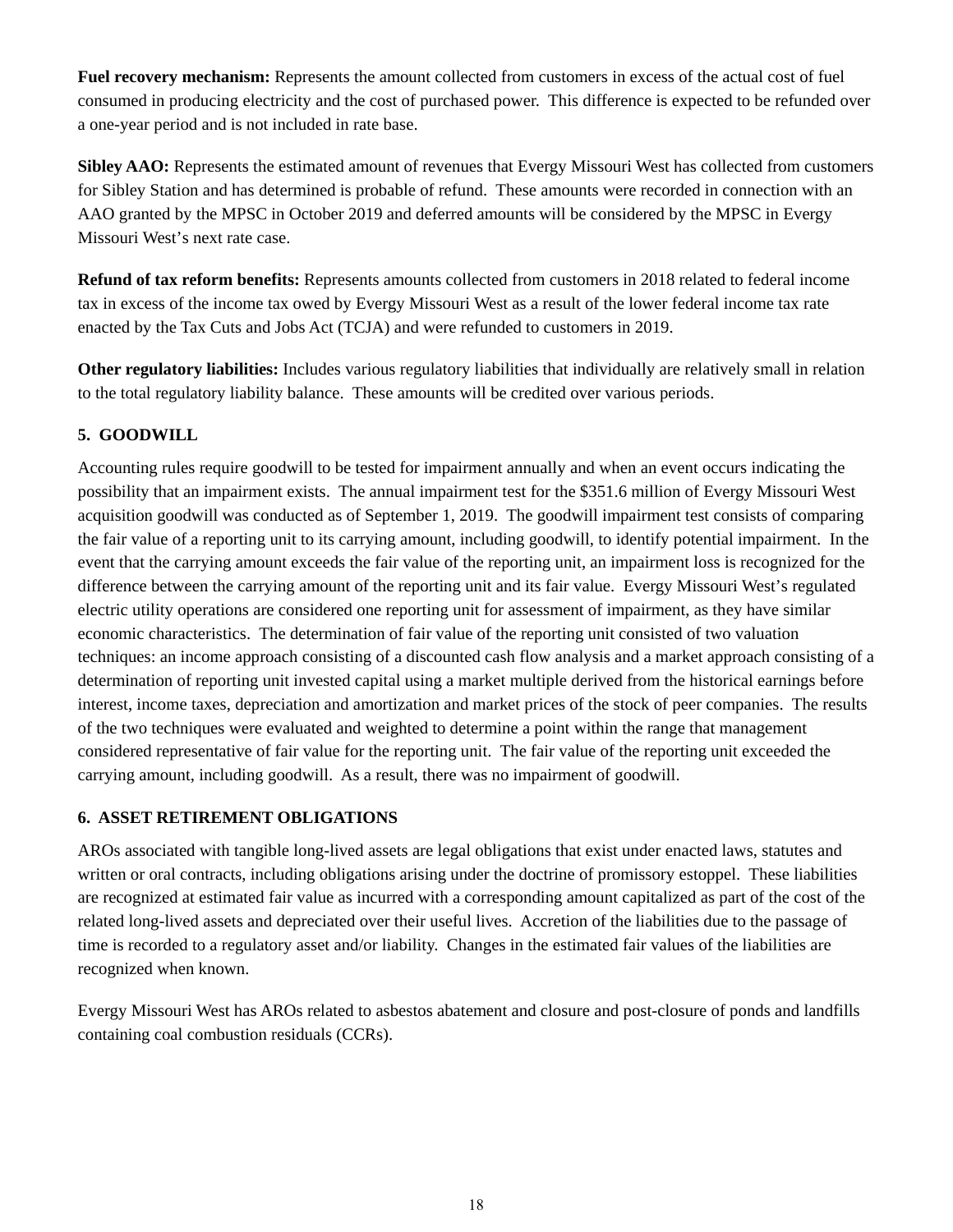**Fuel recovery mechanism:** Represents the amount collected from customers in excess of the actual cost of fuel consumed in producing electricity and the cost of purchased power. This difference is expected to be refunded over a one-year period and is not included in rate base.

**Sibley AAO:** Represents the estimated amount of revenues that Evergy Missouri West has collected from customers for Sibley Station and has determined is probable of refund. These amounts were recorded in connection with an AAO granted by the MPSC in October 2019 and deferred amounts will be considered by the MPSC in Evergy Missouri West's next rate case.

**Refund of tax reform benefits:** Represents amounts collected from customers in 2018 related to federal income tax in excess of the income tax owed by Evergy Missouri West as a result of the lower federal income tax rate enacted by the Tax Cuts and Jobs Act (TCJA) and were refunded to customers in 2019.

**Other regulatory liabilities:** Includes various regulatory liabilities that individually are relatively small in relation to the total regulatory liability balance. These amounts will be credited over various periods.

## 5. GOODWILL

Accounting rules require goodwill to be tested for impairment annually and when an event occurs indicating the possibility that an impairment exists. The annual impairment test for the $351.6 million of Evergy Missouri West acquisition goodwill was conducted as of September 1, 2019. The goodwill impairment test consists of comparing the fair value of a reporting unit to its carrying amount, including goodwill, to identify potential impairment. In the event that the carrying amount exceeds the fair value of the reporting unit, an impairment loss is recognized for the difference between the carrying amount of the reporting unit and its fair value. Evergy Missouri West's regulated electric utility operations are considered one reporting unit for assessment of impairment, as they have similar economic characteristics. The determination of fair value of the reporting unit consisted of two valuation techniques: an income approach consisting of a discounted cash flow analysis and a market approach consisting of a determination of reporting unit invested capital using a market multiple derived from the historical earnings before interest, income taxes, depreciation and amortization and market prices of the stock of peer companies. The results of the two techniques were evaluated and weighted to determine a point within the range that management considered representative of fair value for the reporting unit. The fair value of the reporting unit exceeded the carrying amount, including goodwill. As a result, there was no impairment of goodwill.

## 6. ASSET RETIREMENT OBLIGATIONS

AROs associated with tangible long-lived assets are legal obligations that exist under enacted laws, statutes and written or oral contracts, including obligations arising under the doctrine of promissory estoppel. These liabilities are recognized at estimated fair value as incurred with a corresponding amount capitalized as part of the cost of the related long-lived assets and depreciated over their useful lives. Accretion of the liabilities due to the passage of time is recorded to a regulatory asset and/or liability. Changes in the estimated fair values of the liabilities are recognized when known.

Evergy Missouri West has AROs related to asbestos abatement and closure and post-closure of ponds and landfills containing coal combustion residuals (CCRs).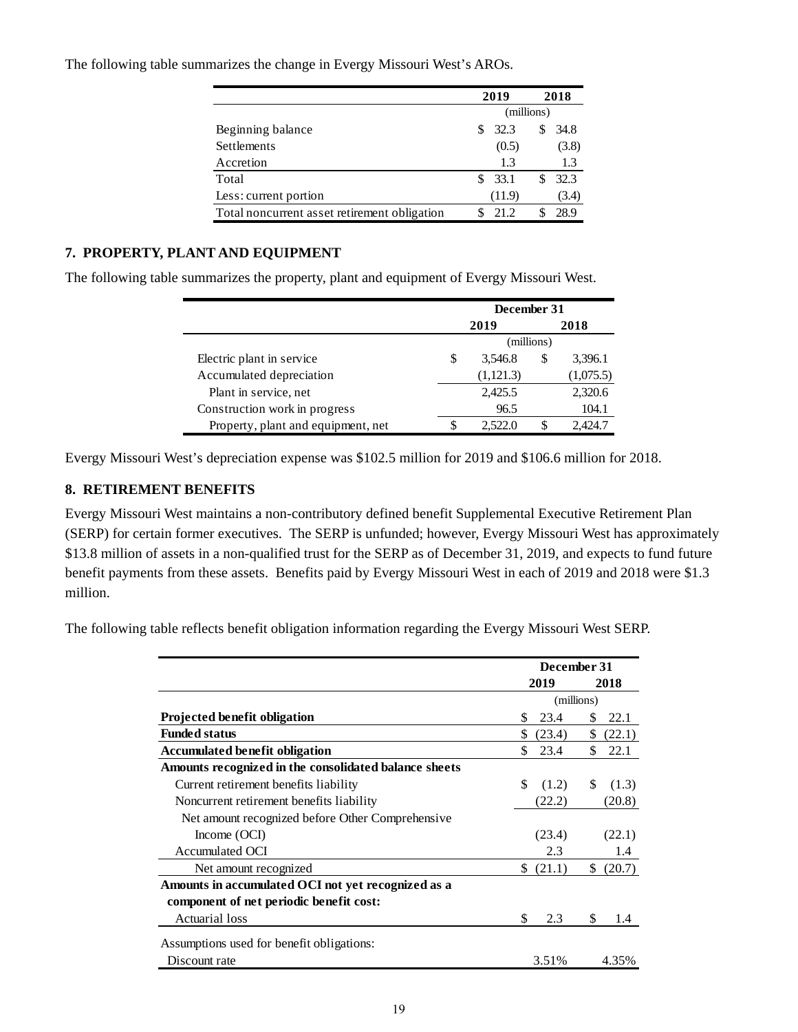The following table summarizes the change in Evergy Missouri West's AROs.

| | 2019 | 2018 |
|---|---|---|
| | (millions) | |
| Beginning balance | $ 32.3 | $ 34.8 |
| Settlements | (0.5) | (3.8) |
| Accretion | 1.3 | 1.3 |
| Total | $ 33.1 | $ 32.3 |
| Less: current portion | (11.9) | (3.4) |
| Total noncurrent asset retirement obligation | $ 21.2 | $ 28.9 |

## 7. PROPERTY, PLANT AND EQUIPMENT

The following table summarizes the property, plant and equipment of Evergy Missouri West.

| | December 31 | |
|---|---|---|
| | 2019 | 2018 |
| | (millions) | |
| Electric plant in service | $ 3,546.8 | $ 3,396.1 |
| Accumulated depreciation | (1,121.3) | (1,075.5) |
| Plant in service, net | 2,425.5 | 2,320.6 |
| Construction work in progress | 96.5 | 104.1 |
| Property, plant and equipment, net | $ 2,522.0 | $ 2,424.7 |

Evergy Missouri West's depreciation expense was $102.5 million for 2019 and $106.6 million for 2018.

## 8. RETIREMENT BENEFITS

Evergy Missouri West maintains a non-contributory defined benefit Supplemental Executive Retirement Plan (SERP) for certain former executives. The SERP is unfunded; however, Evergy Missouri West has approximately $13.8 million of assets in a non-qualified trust for the SERP as of December 31, 2019, and expects to fund future benefit payments from these assets. Benefits paid by Evergy Missouri West in each of 2019 and 2018 were $1.3 million.

The following table reflects benefit obligation information regarding the Evergy Missouri West SERP.

| | December 31 | |
|---|---|---|
| | 2019 | 2018 |
| | (millions) | |
| **Projected benefit obligation** | $ 23.4 | $ 22.1 |
| **Funded status** | $ (23.4) | $ (22.1) |
| **Accumulated benefit obligation** | $ 23.4 | $ 22.1 |
| **Amounts recognized in the consolidated balance sheets** | | |
| Current retirement benefits liability | $ (1.2) | $ (1.3) |
| Noncurrent retirement benefits liability | (22.2) | (20.8) |
| Net amount recognized before Other Comprehensive Income (OCI) | (23.4) | (22.1) |
| Accumulated OCI | 2.3 | 1.4 |
| Net amount recognized | $ (21.1) | $ (20.7) |
| **Amounts in accumulated OCI not yet recognized as a component of net periodic benefit cost:** | | |
| Actuarial loss | $ 2.3 | $ 1.4 |
| Assumptions used for benefit obligations: | | |
| Discount rate | 3.51% | 4.35% |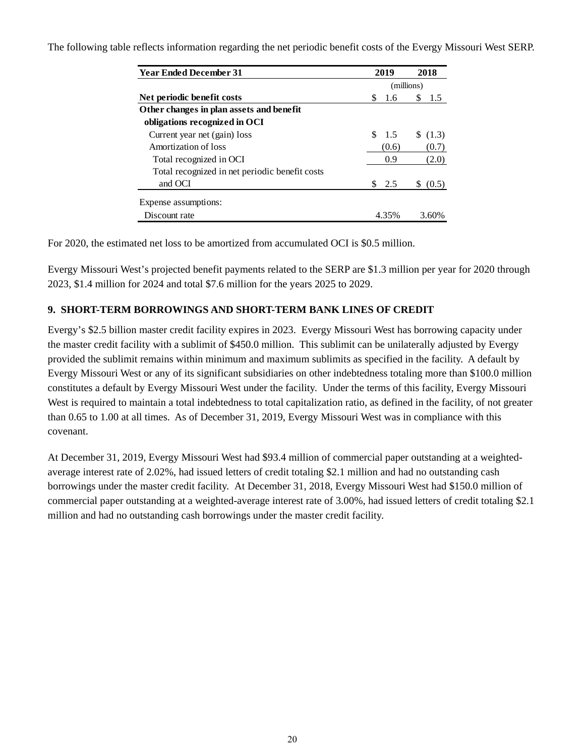The following table reflects information regarding the net periodic benefit costs of the Evergy Missouri West SERP.

| Year Ended December 31 | 2019 | 2018 |
|---|---|---|
| | (millions) | |
| **Net periodic benefit costs** | $ 1.6 | $ 1.5 |
| **Other changes in plan assets and benefit obligations recognized in OCI** | | |
| Current year net (gain) loss | $ 1.5 | $ (1.3) |
| Amortization of loss | (0.6) | (0.7) |
| Total recognized in OCI | 0.9 | (2.0) |
| Total recognized in net periodic benefit costs and OCI | $ 2.5 | $ (0.5) |
| Expense assumptions: | | |
| Discount rate | 4.35% | 3.60% |

For 2020, the estimated net loss to be amortized from accumulated OCI is $0.5 million.

Evergy Missouri West's projected benefit payments related to the SERP are $1.3 million per year for 2020 through 2023, $1.4 million for 2024 and total $7.6 million for the years 2025 to 2029.

## 9. SHORT-TERM BORROWINGS AND SHORT-TERM BANK LINES OF CREDIT

Evergy's $2.5 billion master credit facility expires in 2023. Evergy Missouri West has borrowing capacity under the master credit facility with a sublimit of $450.0 million. This sublimit can be unilaterally adjusted by Evergy provided the sublimit remains within minimum and maximum sublimits as specified in the facility. A default by Evergy Missouri West or any of its significant subsidiaries on other indebtedness totaling more than $100.0 million constitutes a default by Evergy Missouri West under the facility. Under the terms of this facility, Evergy Missouri West is required to maintain a total indebtedness to total capitalization ratio, as defined in the facility, of not greater than 0.65 to 1.00 at all times. As of December 31, 2019, Evergy Missouri West was in compliance with this covenant.

At December 31, 2019, Evergy Missouri West had $93.4 million of commercial paper outstanding at a weighted-average interest rate of 2.02%, had issued letters of credit totaling $2.1 million and had no outstanding cash borrowings under the master credit facility. At December 31, 2018, Evergy Missouri West had $150.0 million of commercial paper outstanding at a weighted-average interest rate of 3.00%, had issued letters of credit totaling $2.1 million and had no outstanding cash borrowings under the master credit facility.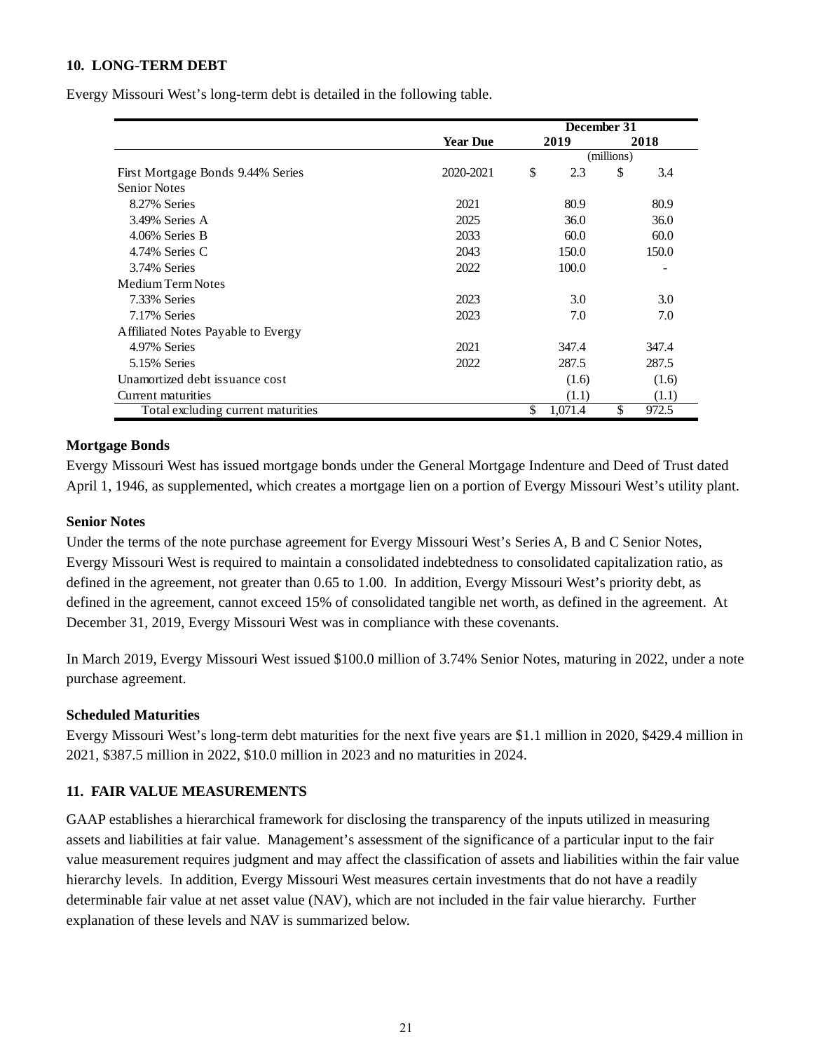## 10. LONG-TERM DEBT

Evergy Missouri West's long-term debt is detailed in the following table.

| | Year Due | December 31 2019 | 2018 |
|---|---|---|---|
| | | (millions) | |
| First Mortgage Bonds 9.44% Series | 2020-2021 | $ 2.3 | $ 3.4 |
| Senior Notes | | | |
| 8.27% Series | 2021 | 80.9 | 80.9 |
| 3.49% Series A | 2025 | 36.0 | 36.0 |
| 4.06% Series B | 2033 | 60.0 | 60.0 |
| 4.74% Series C | 2043 | 150.0 | 150.0 |
| 3.74% Series | 2022 | 100.0 | - |
| Medium Term Notes | | | |
| 7.33% Series | 2023 | 3.0 | 3.0 |
| 7.17% Series | 2023 | 7.0 | 7.0 |
| Affiliated Notes Payable to Evergy | | | |
| 4.97% Series | 2021 | 347.4 | 347.4 |
| 5.15% Series | 2022 | 287.5 | 287.5 |
| Unamortized debt issuance cost | | (1.6) | (1.6) |
| Current maturities | | (1.1) | (1.1) |
| Total excluding current maturities | | $ 1,071.4 | $ 972.5 |

### Mortgage Bonds

Evergy Missouri West has issued mortgage bonds under the General Mortgage Indenture and Deed of Trust dated April 1, 1946, as supplemented, which creates a mortgage lien on a portion of Evergy Missouri West's utility plant.

### Senior Notes

Under the terms of the note purchase agreement for Evergy Missouri West's Series A, B and C Senior Notes, Evergy Missouri West is required to maintain a consolidated indebtedness to consolidated capitalization ratio, as defined in the agreement, not greater than 0.65 to 1.00. In addition, Evergy Missouri West's priority debt, as defined in the agreement, cannot exceed 15% of consolidated tangible net worth, as defined in the agreement. At December 31, 2019, Evergy Missouri West was in compliance with these covenants.

In March 2019, Evergy Missouri West issued $100.0 million of 3.74% Senior Notes, maturing in 2022, under a note purchase agreement.

### Scheduled Maturities

Evergy Missouri West's long-term debt maturities for the next five years are $1.1 million in 2020, $429.4 million in 2021, $387.5 million in 2022, $10.0 million in 2023 and no maturities in 2024.

## 11. FAIR VALUE MEASUREMENTS

GAAP establishes a hierarchical framework for disclosing the transparency of the inputs utilized in measuring assets and liabilities at fair value. Management's assessment of the significance of a particular input to the fair value measurement requires judgment and may affect the classification of assets and liabilities within the fair value hierarchy levels. In addition, Evergy Missouri West measures certain investments that do not have a readily determinable fair value at net asset value (NAV), which are not included in the fair value hierarchy. Further explanation of these levels and NAV is summarized below.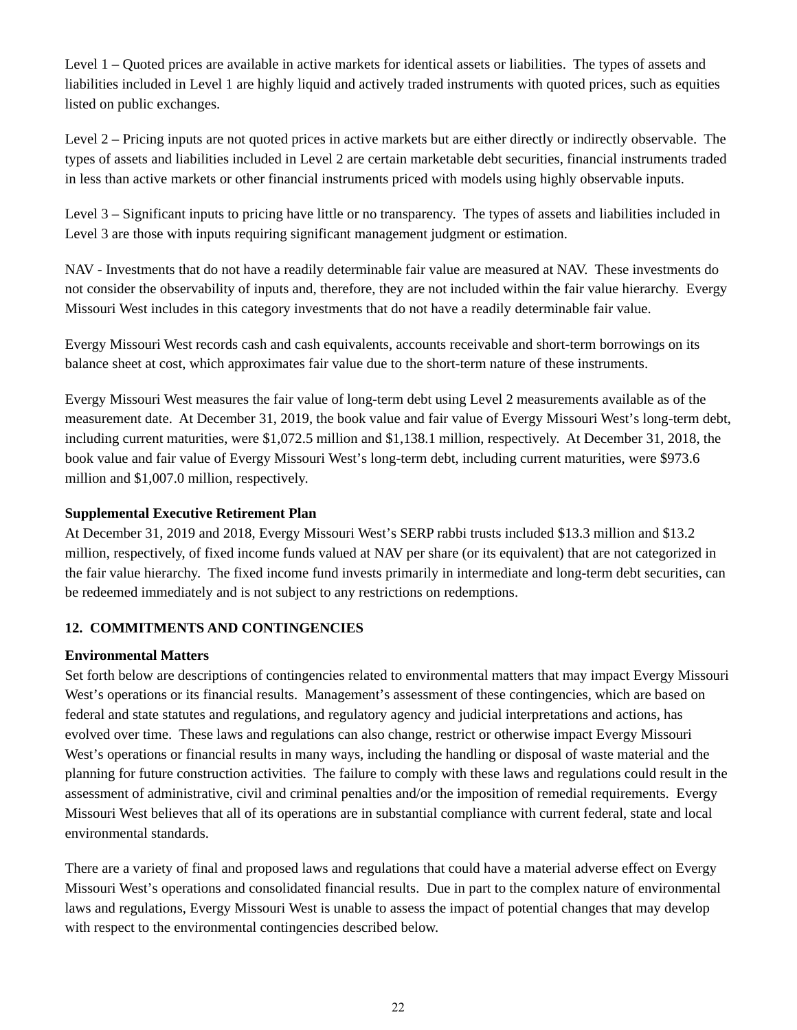Level 1 – Quoted prices are available in active markets for identical assets or liabilities. The types of assets and liabilities included in Level 1 are highly liquid and actively traded instruments with quoted prices, such as equities listed on public exchanges.

Level 2 – Pricing inputs are not quoted prices in active markets but are either directly or indirectly observable. The types of assets and liabilities included in Level 2 are certain marketable debt securities, financial instruments traded in less than active markets or other financial instruments priced with models using highly observable inputs.

Level 3 – Significant inputs to pricing have little or no transparency. The types of assets and liabilities included in Level 3 are those with inputs requiring significant management judgment or estimation.

NAV - Investments that do not have a readily determinable fair value are measured at NAV. These investments do not consider the observability of inputs and, therefore, they are not included within the fair value hierarchy. Evergy Missouri West includes in this category investments that do not have a readily determinable fair value.

Evergy Missouri West records cash and cash equivalents, accounts receivable and short-term borrowings on its balance sheet at cost, which approximates fair value due to the short-term nature of these instruments.

Evergy Missouri West measures the fair value of long-term debt using Level 2 measurements available as of the measurement date. At December 31, 2019, the book value and fair value of Evergy Missouri West's long-term debt, including current maturities, were $1,072.5 million and $1,138.1 million, respectively. At December 31, 2018, the book value and fair value of Evergy Missouri West's long-term debt, including current maturities, were $973.6 million and $1,007.0 million, respectively.

**Supplemental Executive Retirement Plan**

At December 31, 2019 and 2018, Evergy Missouri West's SERP rabbi trusts included $13.3 million and $13.2 million, respectively, of fixed income funds valued at NAV per share (or its equivalent) that are not categorized in the fair value hierarchy. The fixed income fund invests primarily in intermediate and long-term debt securities, can be redeemed immediately and is not subject to any restrictions on redemptions.

## 12. COMMITMENTS AND CONTINGENCIES

**Environmental Matters**

Set forth below are descriptions of contingencies related to environmental matters that may impact Evergy Missouri West's operations or its financial results. Management's assessment of these contingencies, which are based on federal and state statutes and regulations, and regulatory agency and judicial interpretations and actions, has evolved over time. These laws and regulations can also change, restrict or otherwise impact Evergy Missouri West's operations or financial results in many ways, including the handling or disposal of waste material and the planning for future construction activities. The failure to comply with these laws and regulations could result in the assessment of administrative, civil and criminal penalties and/or the imposition of remedial requirements. Evergy Missouri West believes that all of its operations are in substantial compliance with current federal, state and local environmental standards.

There are a variety of final and proposed laws and regulations that could have a material adverse effect on Evergy Missouri West's operations and consolidated financial results. Due in part to the complex nature of environmental laws and regulations, Evergy Missouri West is unable to assess the impact of potential changes that may develop with respect to the environmental contingencies described below.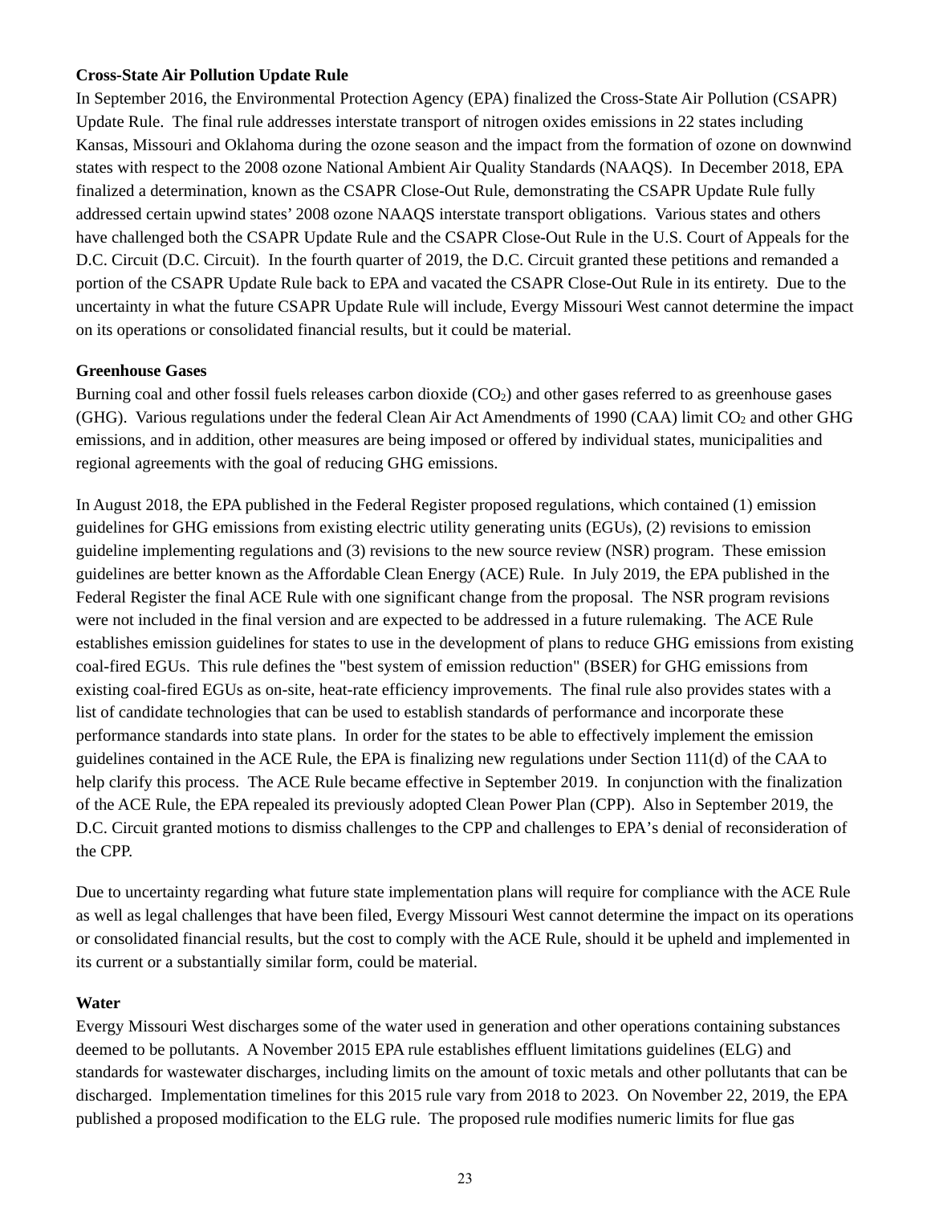**Cross-State Air Pollution Update Rule**

In September 2016, the Environmental Protection Agency (EPA) finalized the Cross-State Air Pollution (CSAPR) Update Rule. The final rule addresses interstate transport of nitrogen oxides emissions in 22 states including Kansas, Missouri and Oklahoma during the ozone season and the impact from the formation of ozone on downwind states with respect to the 2008 ozone National Ambient Air Quality Standards (NAAQS). In December 2018, EPA finalized a determination, known as the CSAPR Close-Out Rule, demonstrating the CSAPR Update Rule fully addressed certain upwind states' 2008 ozone NAAQS interstate transport obligations. Various states and others have challenged both the CSAPR Update Rule and the CSAPR Close-Out Rule in the U.S. Court of Appeals for the D.C. Circuit (D.C. Circuit). In the fourth quarter of 2019, the D.C. Circuit granted these petitions and remanded a portion of the CSAPR Update Rule back to EPA and vacated the CSAPR Close-Out Rule in its entirety. Due to the uncertainty in what the future CSAPR Update Rule will include, Evergy Missouri West cannot determine the impact on its operations or consolidated financial results, but it could be material.

**Greenhouse Gases**

Burning coal and other fossil fuels releases carbon dioxide ($CO_2$) and other gases referred to as greenhouse gases (GHG). Various regulations under the federal Clean Air Act Amendments of 1990 (CAA) limit $CO_2$ and other GHG emissions, and in addition, other measures are being imposed or offered by individual states, municipalities and regional agreements with the goal of reducing GHG emissions.

In August 2018, the EPA published in the Federal Register proposed regulations, which contained (1) emission guidelines for GHG emissions from existing electric utility generating units (EGUs), (2) revisions to emission guideline implementing regulations and (3) revisions to the new source review (NSR) program. These emission guidelines are better known as the Affordable Clean Energy (ACE) Rule. In July 2019, the EPA published in the Federal Register the final ACE Rule with one significant change from the proposal. The NSR program revisions were not included in the final version and are expected to be addressed in a future rulemaking. The ACE Rule establishes emission guidelines for states to use in the development of plans to reduce GHG emissions from existing coal-fired EGUs. This rule defines the "best system of emission reduction" (BSER) for GHG emissions from existing coal-fired EGUs as on-site, heat-rate efficiency improvements. The final rule also provides states with a list of candidate technologies that can be used to establish standards of performance and incorporate these performance standards into state plans. In order for the states to be able to effectively implement the emission guidelines contained in the ACE Rule, the EPA is finalizing new regulations under Section 111(d) of the CAA to help clarify this process. The ACE Rule became effective in September 2019. In conjunction with the finalization of the ACE Rule, the EPA repealed its previously adopted Clean Power Plan (CPP). Also in September 2019, the D.C. Circuit granted motions to dismiss challenges to the CPP and challenges to EPA's denial of reconsideration of the CPP.

Due to uncertainty regarding what future state implementation plans will require for compliance with the ACE Rule as well as legal challenges that have been filed, Evergy Missouri West cannot determine the impact on its operations or consolidated financial results, but the cost to comply with the ACE Rule, should it be upheld and implemented in its current or a substantially similar form, could be material.

**Water**

Evergy Missouri West discharges some of the water used in generation and other operations containing substances deemed to be pollutants. A November 2015 EPA rule establishes effluent limitations guidelines (ELG) and standards for wastewater discharges, including limits on the amount of toxic metals and other pollutants that can be discharged. Implementation timelines for this 2015 rule vary from 2018 to 2023. On November 22, 2019, the EPA published a proposed modification to the ELG rule. The proposed rule modifies numeric limits for flue gas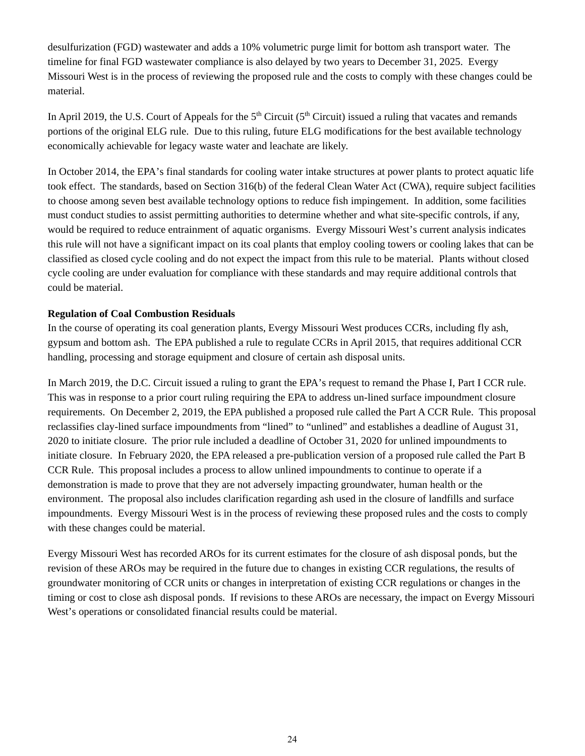desulfurization (FGD) wastewater and adds a 10% volumetric purge limit for bottom ash transport water. The timeline for final FGD wastewater compliance is also delayed by two years to December 31, 2025. Evergy Missouri West is in the process of reviewing the proposed rule and the costs to comply with these changes could be material.

In April 2019, the U.S. Court of Appeals for the 5th Circuit (5th Circuit) issued a ruling that vacates and remands portions of the original ELG rule. Due to this ruling, future ELG modifications for the best available technology economically achievable for legacy waste water and leachate are likely.

In October 2014, the EPA's final standards for cooling water intake structures at power plants to protect aquatic life took effect. The standards, based on Section 316(b) of the federal Clean Water Act (CWA), require subject facilities to choose among seven best available technology options to reduce fish impingement. In addition, some facilities must conduct studies to assist permitting authorities to determine whether and what site-specific controls, if any, would be required to reduce entrainment of aquatic organisms. Evergy Missouri West's current analysis indicates this rule will not have a significant impact on its coal plants that employ cooling towers or cooling lakes that can be classified as closed cycle cooling and do not expect the impact from this rule to be material. Plants without closed cycle cooling are under evaluation for compliance with these standards and may require additional controls that could be material.

**Regulation of Coal Combustion Residuals**

In the course of operating its coal generation plants, Evergy Missouri West produces CCRs, including fly ash, gypsum and bottom ash. The EPA published a rule to regulate CCRs in April 2015, that requires additional CCR handling, processing and storage equipment and closure of certain ash disposal units.

In March 2019, the D.C. Circuit issued a ruling to grant the EPA's request to remand the Phase I, Part I CCR rule. This was in response to a prior court ruling requiring the EPA to address un-lined surface impoundment closure requirements. On December 2, 2019, the EPA published a proposed rule called the Part A CCR Rule. This proposal reclassifies clay-lined surface impoundments from "lined" to "unlined" and establishes a deadline of August 31, 2020 to initiate closure. The prior rule included a deadline of October 31, 2020 for unlined impoundments to initiate closure. In February 2020, the EPA released a pre-publication version of a proposed rule called the Part B CCR Rule. This proposal includes a process to allow unlined impoundments to continue to operate if a demonstration is made to prove that they are not adversely impacting groundwater, human health or the environment. The proposal also includes clarification regarding ash used in the closure of landfills and surface impoundments. Evergy Missouri West is in the process of reviewing these proposed rules and the costs to comply with these changes could be material.

Evergy Missouri West has recorded AROs for its current estimates for the closure of ash disposal ponds, but the revision of these AROs may be required in the future due to changes in existing CCR regulations, the results of groundwater monitoring of CCR units or changes in interpretation of existing CCR regulations or changes in the timing or cost to close ash disposal ponds. If revisions to these AROs are necessary, the impact on Evergy Missouri West's operations or consolidated financial results could be material.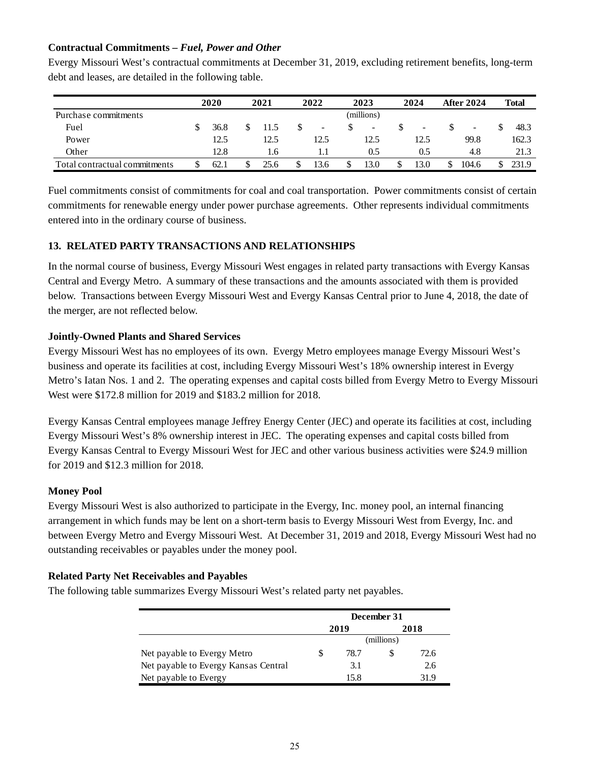**Contractual Commitments – *Fuel, Power and Other***

Evergy Missouri West's contractual commitments at December 31, 2019, excluding retirement benefits, long-term debt and leases, are detailed in the following table.

| | 2020 | 2021 | 2022 | 2023 | 2024 | After 2024 | Total |
|---|---|---|---|---|---|---|---|
| Purchase commitments | | | | (millions) | | | |
| Fuel | $ 36.8 | $ 11.5 | $ - | $ - | $ - | $ - | $ 48.3 |
| Power | 12.5 | 12.5 | 12.5 | 12.5 | 12.5 | 99.8 | 162.3 |
| Other | 12.8 | 1.6 | 1.1 | 0.5 | 0.5 | 4.8 | 21.3 |
| Total contractual commitments | $ 62.1 | $ 25.6 | $ 13.6 | $ 13.0 | $ 13.0 | $ 104.6 | $ 231.9 |

Fuel commitments consist of commitments for coal and coal transportation. Power commitments consist of certain commitments for renewable energy under power purchase agreements. Other represents individual commitments entered into in the ordinary course of business.

## 13. RELATED PARTY TRANSACTIONS AND RELATIONSHIPS

In the normal course of business, Evergy Missouri West engages in related party transactions with Evergy Kansas Central and Evergy Metro. A summary of these transactions and the amounts associated with them is provided below. Transactions between Evergy Missouri West and Evergy Kansas Central prior to June 4, 2018, the date of the merger, are not reflected below.

**Jointly-Owned Plants and Shared Services**

Evergy Missouri West has no employees of its own. Evergy Metro employees manage Evergy Missouri West's business and operate its facilities at cost, including Evergy Missouri West's 18% ownership interest in Evergy Metro's Iatan Nos. 1 and 2. The operating expenses and capital costs billed from Evergy Metro to Evergy Missouri West were $172.8 million for 2019 and $183.2 million for 2018.

Evergy Kansas Central employees manage Jeffrey Energy Center (JEC) and operate its facilities at cost, including Evergy Missouri West's 8% ownership interest in JEC. The operating expenses and capital costs billed from Evergy Kansas Central to Evergy Missouri West for JEC and other various business activities were $24.9 million for 2019 and $12.3 million for 2018.

**Money Pool**

Evergy Missouri West is also authorized to participate in the Evergy, Inc. money pool, an internal financing arrangement in which funds may be lent on a short-term basis to Evergy Missouri West from Evergy, Inc. and between Evergy Metro and Evergy Missouri West. At December 31, 2019 and 2018, Evergy Missouri West had no outstanding receivables or payables under the money pool.

**Related Party Net Receivables and Payables**

The following table summarizes Evergy Missouri West's related party net payables.

| | December 31 | |
|---|---|---|
| | 2019 | 2018 |
| | (millions) | |
| Net payable to Evergy Metro | $ 78.7 | $ 72.6 |
| Net payable to Evergy Kansas Central | 3.1 | 2.6 |
| Net payable to Evergy | 15.8 | 31.9 |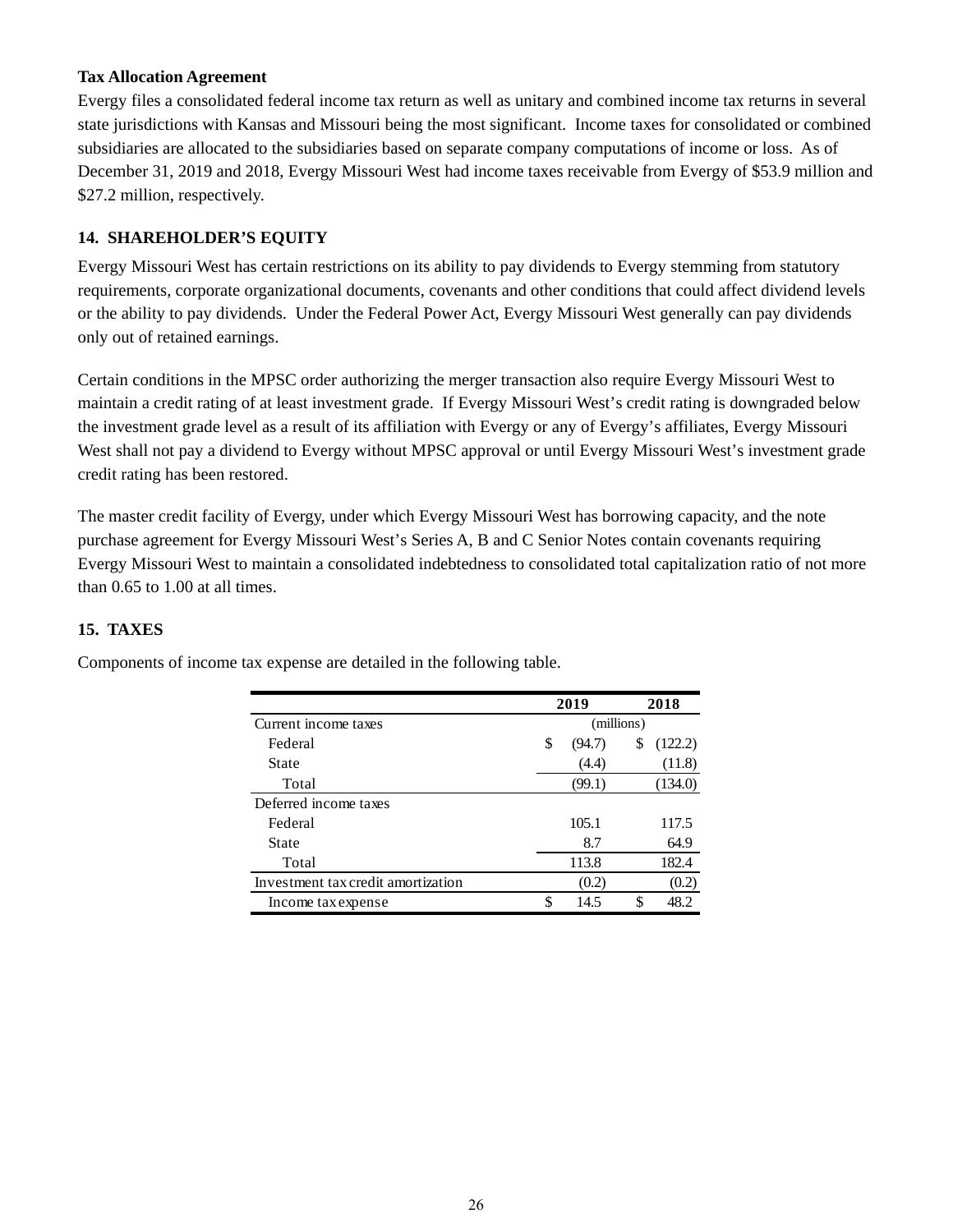**Tax Allocation Agreement**

Evergy files a consolidated federal income tax return as well as unitary and combined income tax returns in several state jurisdictions with Kansas and Missouri being the most significant. Income taxes for consolidated or combined subsidiaries are allocated to the subsidiaries based on separate company computations of income or loss. As of December 31, 2019 and 2018, Evergy Missouri West had income taxes receivable from Evergy of $53.9 million and $27.2 million, respectively.

## 14. SHAREHOLDER'S EQUITY

Evergy Missouri West has certain restrictions on its ability to pay dividends to Evergy stemming from statutory requirements, corporate organizational documents, covenants and other conditions that could affect dividend levels or the ability to pay dividends. Under the Federal Power Act, Evergy Missouri West generally can pay dividends only out of retained earnings.

Certain conditions in the MPSC order authorizing the merger transaction also require Evergy Missouri West to maintain a credit rating of at least investment grade. If Evergy Missouri West's credit rating is downgraded below the investment grade level as a result of its affiliation with Evergy or any of Evergy's affiliates, Evergy Missouri West shall not pay a dividend to Evergy without MPSC approval or until Evergy Missouri West's investment grade credit rating has been restored.

The master credit facility of Evergy, under which Evergy Missouri West has borrowing capacity, and the note purchase agreement for Evergy Missouri West's Series A, B and C Senior Notes contain covenants requiring Evergy Missouri West to maintain a consolidated indebtedness to consolidated total capitalization ratio of not more than 0.65 to 1.00 at all times.

## 15. TAXES

Components of income tax expense are detailed in the following table.

| | 2019 | 2018 |
|---|---|---|
| Current income taxes | (millions) | |
| Federal | $ (94.7) | $ (122.2) |
| State | (4.4) | (11.8) |
| Total | (99.1) | (134.0) |
| Deferred income taxes | | |
| Federal | 105.1 | 117.5 |
| State | 8.7 | 64.9 |
| Total | 113.8 | 182.4 |
| Investment tax credit amortization | (0.2) | (0.2) |
| Income tax expense | $ 14.5 | $ 48.2 |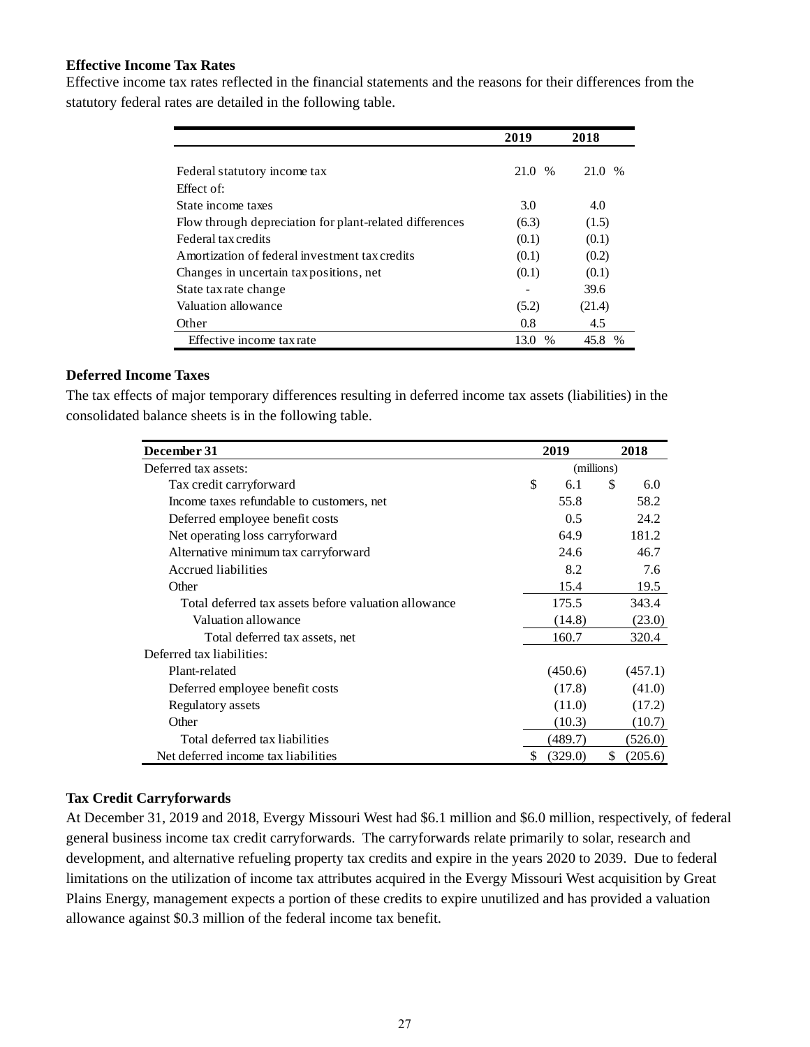**Effective Income Tax Rates**

Effective income tax rates reflected in the financial statements and the reasons for their differences from the statutory federal rates are detailed in the following table.

| | 2019 | 2018 |
|---|---|---|
| Federal statutory income tax | 21.0 % | 21.0 % |
| Effect of: | | |
| State income taxes | 3.0 | 4.0 |
| Flow through depreciation for plant-related differences | (6.3) | (1.5) |
| Federal tax credits | (0.1) | (0.1) |
| Amortization of federal investment tax credits | (0.1) | (0.2) |
| Changes in uncertain tax positions, net | (0.1) | (0.1) |
| State tax rate change | - | 39.6 |
| Valuation allowance | (5.2) | (21.4) |
| Other | 0.8 | 4.5 |
| Effective income tax rate | 13.0 % | 45.8 % |

**Deferred Income Taxes**

The tax effects of major temporary differences resulting in deferred income tax assets (liabilities) in the consolidated balance sheets is in the following table.

| December 31 | 2019 | 2018 |
|---|---|---|
| Deferred tax assets: | (millions) | |
| Tax credit carryforward | $ 6.1 | $ 6.0 |
| Income taxes refundable to customers, net | 55.8 | 58.2 |
| Deferred employee benefit costs | 0.5 | 24.2 |
| Net operating loss carryforward | 64.9 | 181.2 |
| Alternative minimum tax carryforward | 24.6 | 46.7 |
| Accrued liabilities | 8.2 | 7.6 |
| Other | 15.4 | 19.5 |
| Total deferred tax assets before valuation allowance | 175.5 | 343.4 |
| Valuation allowance | (14.8) | (23.0) |
| Total deferred tax assets, net | 160.7 | 320.4 |
| Deferred tax liabilities: | | |
| Plant-related | (450.6) | (457.1) |
| Deferred employee benefit costs | (17.8) | (41.0) |
| Regulatory assets | (11.0) | (17.2) |
| Other | (10.3) | (10.7) |
| Total deferred tax liabilities | (489.7) | (526.0) |
| Net deferred income tax liabilities | $ (329.0) | $ (205.6) |

**Tax Credit Carryforwards**

At December 31, 2019 and 2018, Evergy Missouri West had $6.1 million and $6.0 million, respectively, of federal general business income tax credit carryforwards. The carryforwards relate primarily to solar, research and development, and alternative refueling property tax credits and expire in the years 2020 to 2039. Due to federal limitations on the utilization of income tax attributes acquired in the Evergy Missouri West acquisition by Great Plains Energy, management expects a portion of these credits to expire unutilized and has provided a valuation allowance against $0.3 million of the federal income tax benefit.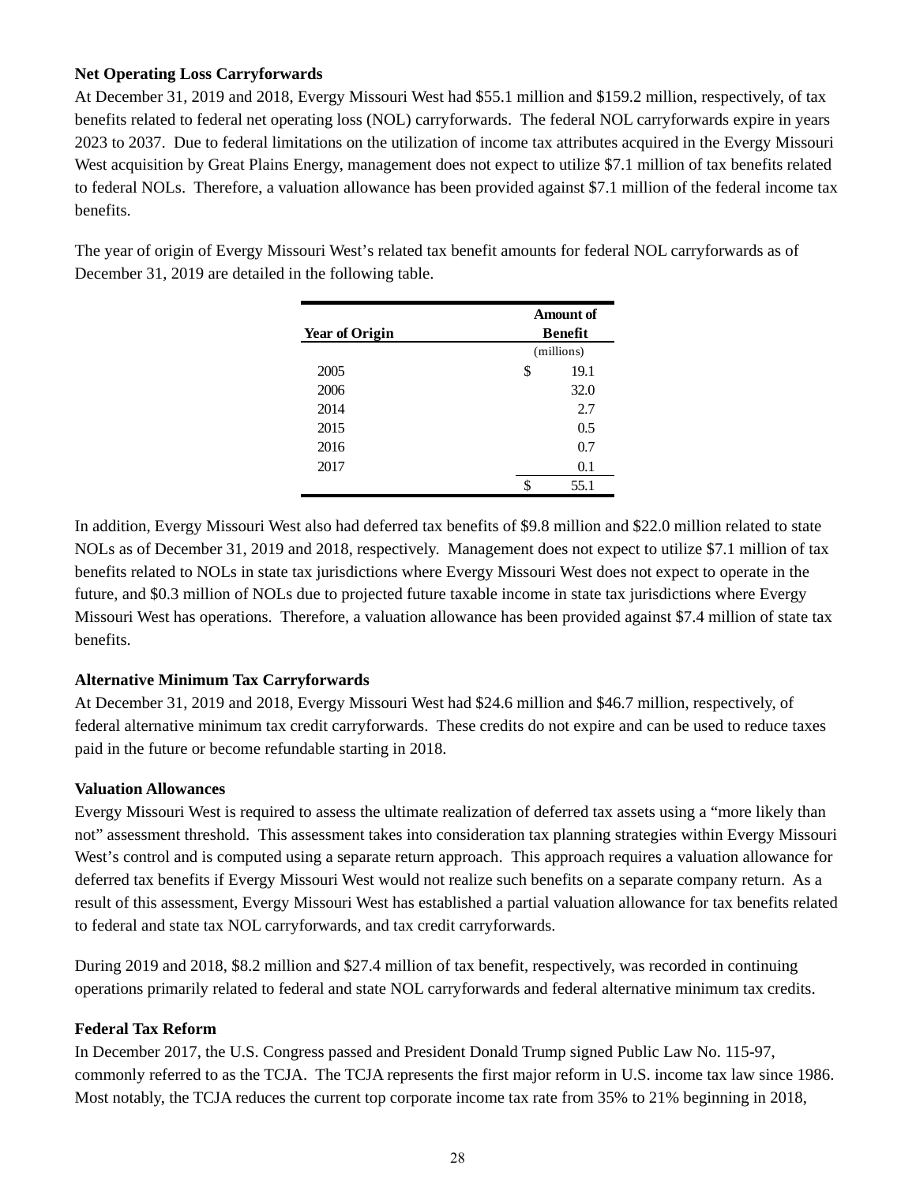### Net Operating Loss Carryforwards

At December 31, 2019 and 2018, Evergy Missouri West had $55.1 million and $159.2 million, respectively, of tax benefits related to federal net operating loss (NOL) carryforwards. The federal NOL carryforwards expire in years 2023 to 2037. Due to federal limitations on the utilization of income tax attributes acquired in the Evergy Missouri West acquisition by Great Plains Energy, management does not expect to utilize $7.1 million of tax benefits related to federal NOLs. Therefore, a valuation allowance has been provided against $7.1 million of the federal income tax benefits.

The year of origin of Evergy Missouri West's related tax benefit amounts for federal NOL carryforwards as of December 31, 2019 are detailed in the following table.

| Year of Origin | Amount of Benefit |
|---|---|
| | (millions) |
| 2005 | $ 19.1 |
| 2006 | 32.0 |
| 2014 | 2.7 |
| 2015 | 0.5 |
| 2016 | 0.7 |
| 2017 | 0.1 |
| | $ 55.1 |

In addition, Evergy Missouri West also had deferred tax benefits of $9.8 million and $22.0 million related to state NOLs as of December 31, 2019 and 2018, respectively. Management does not expect to utilize $7.1 million of tax benefits related to NOLs in state tax jurisdictions where Evergy Missouri West does not expect to operate in the future, and $0.3 million of NOLs due to projected future taxable income in state tax jurisdictions where Evergy Missouri West has operations. Therefore, a valuation allowance has been provided against $7.4 million of state tax benefits.

### Alternative Minimum Tax Carryforwards

At December 31, 2019 and 2018, Evergy Missouri West had $24.6 million and $46.7 million, respectively, of federal alternative minimum tax credit carryforwards. These credits do not expire and can be used to reduce taxes paid in the future or become refundable starting in 2018.

### Valuation Allowances

Evergy Missouri West is required to assess the ultimate realization of deferred tax assets using a "more likely than not" assessment threshold. This assessment takes into consideration tax planning strategies within Evergy Missouri West's control and is computed using a separate return approach. This approach requires a valuation allowance for deferred tax benefits if Evergy Missouri West would not realize such benefits on a separate company return. As a result of this assessment, Evergy Missouri West has established a partial valuation allowance for tax benefits related to federal and state tax NOL carryforwards, and tax credit carryforwards.

During 2019 and 2018, $8.2 million and $27.4 million of tax benefit, respectively, was recorded in continuing operations primarily related to federal and state NOL carryforwards and federal alternative minimum tax credits.

### Federal Tax Reform

In December 2017, the U.S. Congress passed and President Donald Trump signed Public Law No. 115-97, commonly referred to as the TCJA. The TCJA represents the first major reform in U.S. income tax law since 1986. Most notably, the TCJA reduces the current top corporate income tax rate from 35% to 21% beginning in 2018,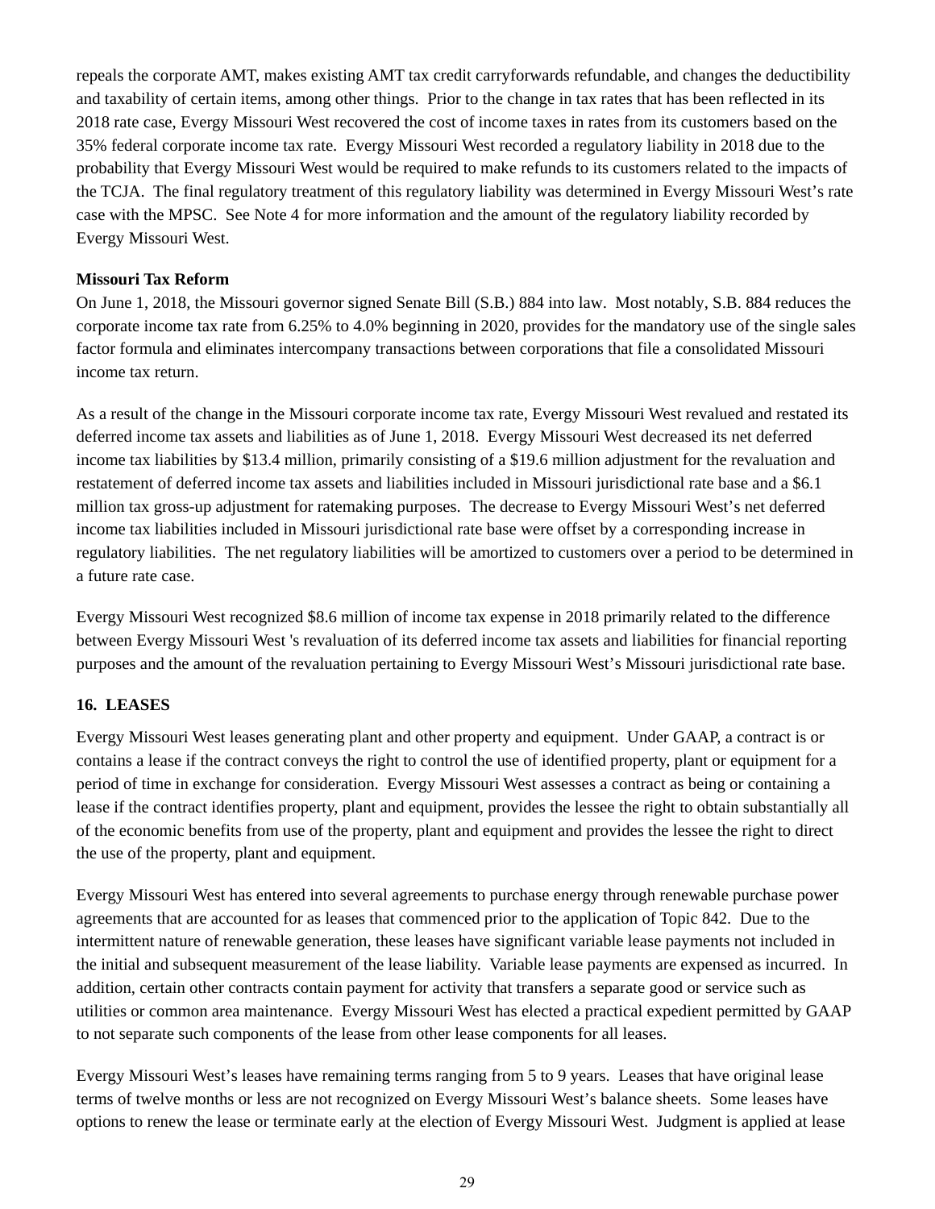repeals the corporate AMT, makes existing AMT tax credit carryforwards refundable, and changes the deductibility and taxability of certain items, among other things. Prior to the change in tax rates that has been reflected in its 2018 rate case, Evergy Missouri West recovered the cost of income taxes in rates from its customers based on the 35% federal corporate income tax rate. Evergy Missouri West recorded a regulatory liability in 2018 due to the probability that Evergy Missouri West would be required to make refunds to its customers related to the impacts of the TCJA. The final regulatory treatment of this regulatory liability was determined in Evergy Missouri West's rate case with the MPSC. See Note 4 for more information and the amount of the regulatory liability recorded by Evergy Missouri West.

**Missouri Tax Reform**

On June 1, 2018, the Missouri governor signed Senate Bill (S.B.) 884 into law. Most notably, S.B. 884 reduces the corporate income tax rate from 6.25% to 4.0% beginning in 2020, provides for the mandatory use of the single sales factor formula and eliminates intercompany transactions between corporations that file a consolidated Missouri income tax return.

As a result of the change in the Missouri corporate income tax rate, Evergy Missouri West revalued and restated its deferred income tax assets and liabilities as of June 1, 2018. Evergy Missouri West decreased its net deferred income tax liabilities by $13.4 million, primarily consisting of a $19.6 million adjustment for the revaluation and restatement of deferred income tax assets and liabilities included in Missouri jurisdictional rate base and a $6.1 million tax gross-up adjustment for ratemaking purposes. The decrease to Evergy Missouri West's net deferred income tax liabilities included in Missouri jurisdictional rate base were offset by a corresponding increase in regulatory liabilities. The net regulatory liabilities will be amortized to customers over a period to be determined in a future rate case.

Evergy Missouri West recognized $8.6 million of income tax expense in 2018 primarily related to the difference between Evergy Missouri West 's revaluation of its deferred income tax assets and liabilities for financial reporting purposes and the amount of the revaluation pertaining to Evergy Missouri West's Missouri jurisdictional rate base.

**16. LEASES**

Evergy Missouri West leases generating plant and other property and equipment. Under GAAP, a contract is or contains a lease if the contract conveys the right to control the use of identified property, plant or equipment for a period of time in exchange for consideration. Evergy Missouri West assesses a contract as being or containing a lease if the contract identifies property, plant and equipment, provides the lessee the right to obtain substantially all of the economic benefits from use of the property, plant and equipment and provides the lessee the right to direct the use of the property, plant and equipment.

Evergy Missouri West has entered into several agreements to purchase energy through renewable purchase power agreements that are accounted for as leases that commenced prior to the application of Topic 842. Due to the intermittent nature of renewable generation, these leases have significant variable lease payments not included in the initial and subsequent measurement of the lease liability. Variable lease payments are expensed as incurred. In addition, certain other contracts contain payment for activity that transfers a separate good or service such as utilities or common area maintenance. Evergy Missouri West has elected a practical expedient permitted by GAAP to not separate such components of the lease from other lease components for all leases.

Evergy Missouri West's leases have remaining terms ranging from 5 to 9 years. Leases that have original lease terms of twelve months or less are not recognized on Evergy Missouri West's balance sheets. Some leases have options to renew the lease or terminate early at the election of Evergy Missouri West. Judgment is applied at lease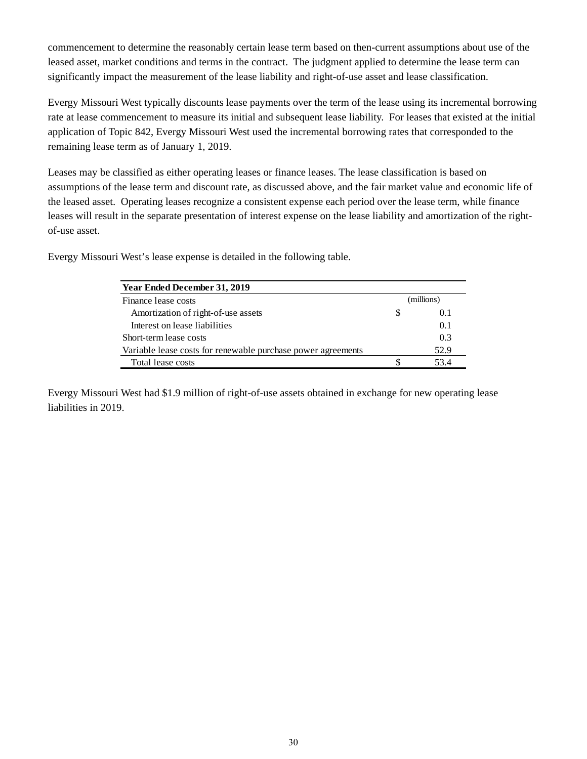commencement to determine the reasonably certain lease term based on then-current assumptions about use of the leased asset, market conditions and terms in the contract. The judgment applied to determine the lease term can significantly impact the measurement of the lease liability and right-of-use asset and lease classification.

Evergy Missouri West typically discounts lease payments over the term of the lease using its incremental borrowing rate at lease commencement to measure its initial and subsequent lease liability. For leases that existed at the initial application of Topic 842, Evergy Missouri West used the incremental borrowing rates that corresponded to the remaining lease term as of January 1, 2019.

Leases may be classified as either operating leases or finance leases. The lease classification is based on assumptions of the lease term and discount rate, as discussed above, and the fair market value and economic life of the leased asset. Operating leases recognize a consistent expense each period over the lease term, while finance leases will result in the separate presentation of interest expense on the lease liability and amortization of the right-of-use asset.

Evergy Missouri West's lease expense is detailed in the following table.

| **Year Ended December 31, 2019** | |
|---|---|
| Finance lease costs | (millions) |
| Amortization of right-of-use assets | $ 0.1 |
| Interest on lease liabilities | 0.1 |
| Short-term lease costs | 0.3 |
| Variable lease costs for renewable purchase power agreements | 52.9 |
| Total lease costs | $ 53.4 |

Evergy Missouri West had $1.9 million of right-of-use assets obtained in exchange for new operating lease liabilities in 2019.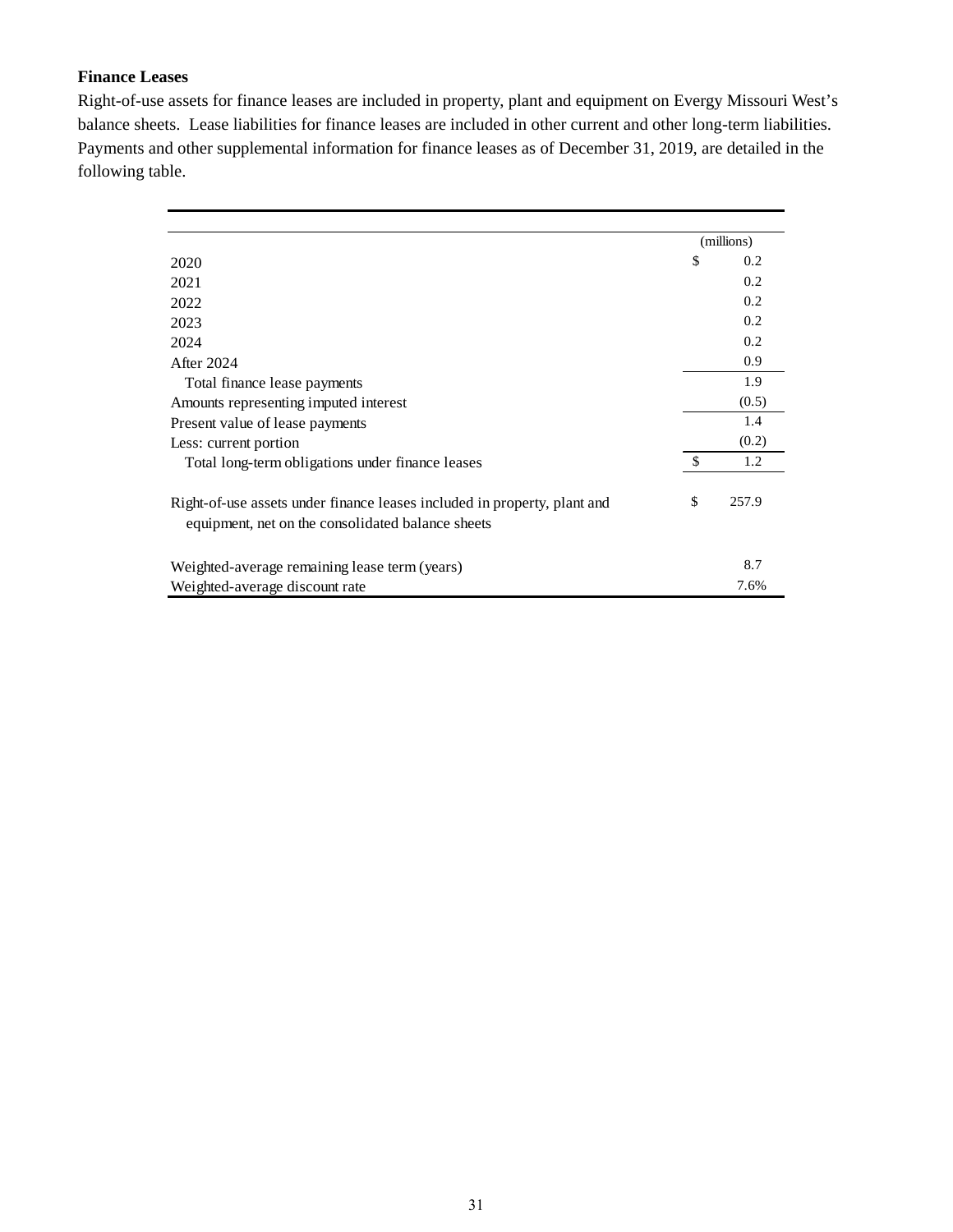**Finance Leases**

Right-of-use assets for finance leases are included in property, plant and equipment on Evergy Missouri West's balance sheets. Lease liabilities for finance leases are included in other current and other long-term liabilities. Payments and other supplemental information for finance leases as of December 31, 2019, are detailed in the following table.

| | (millions) |
|---|---|
| 2020 | $ 0.2 |
| 2021 | 0.2 |
| 2022 | 0.2 |
| 2023 | 0.2 |
| 2024 | 0.2 |
| After 2024 | 0.9 |
| Total finance lease payments | 1.9 |
| Amounts representing imputed interest | (0.5) |
| Present value of lease payments | 1.4 |
| Less: current portion | (0.2) |
| Total long-term obligations under finance leases | $ 1.2 |
| | |
| Right-of-use assets under finance leases included in property, plant and equipment, net on the consolidated balance sheets | $ 257.9 |
| | |
| Weighted-average remaining lease term (years) | 8.7 |
| Weighted-average discount rate | 7.6% |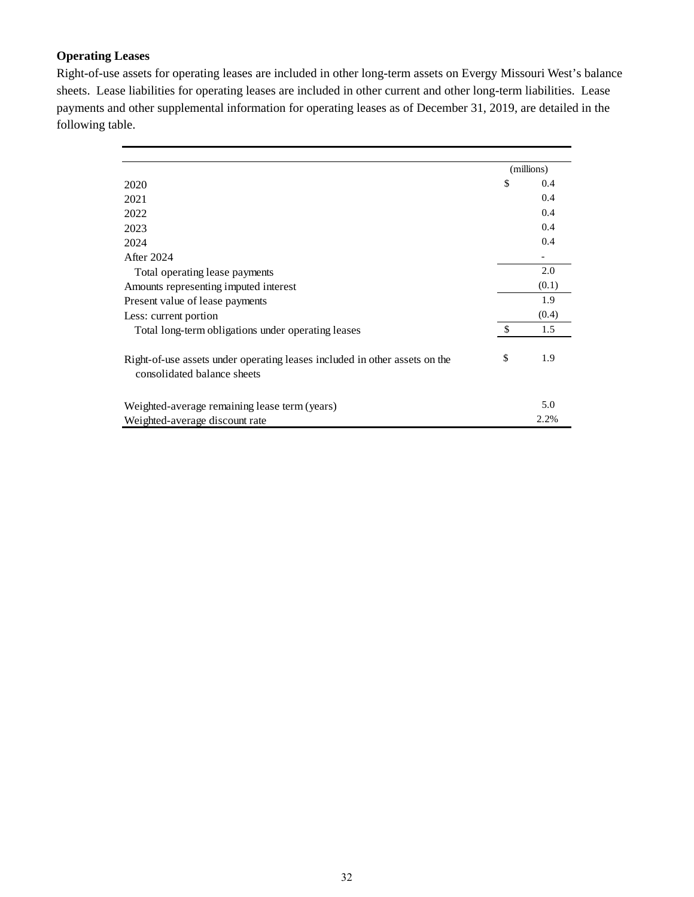**Operating Leases**

Right-of-use assets for operating leases are included in other long-term assets on Evergy Missouri West's balance sheets. Lease liabilities for operating leases are included in other current and other long-term liabilities. Lease payments and other supplemental information for operating leases as of December 31, 2019, are detailed in the following table.

| | (millions) |
|---|---|
| 2020 | $ 0.4 |
| 2021 | 0.4 |
| 2022 | 0.4 |
| 2023 | 0.4 |
| 2024 | 0.4 |
| After 2024 | - |
| Total operating lease payments | 2.0 |
| Amounts representing imputed interest | (0.1) |
| Present value of lease payments | 1.9 |
| Less: current portion | (0.4) |
| Total long-term obligations under operating leases | $ 1.5 |
| Right-of-use assets under operating leases included in other assets on the consolidated balance sheets | $ 1.9 |
| Weighted-average remaining lease term (years) | 5.0 |
| Weighted-average discount rate | 2.2% |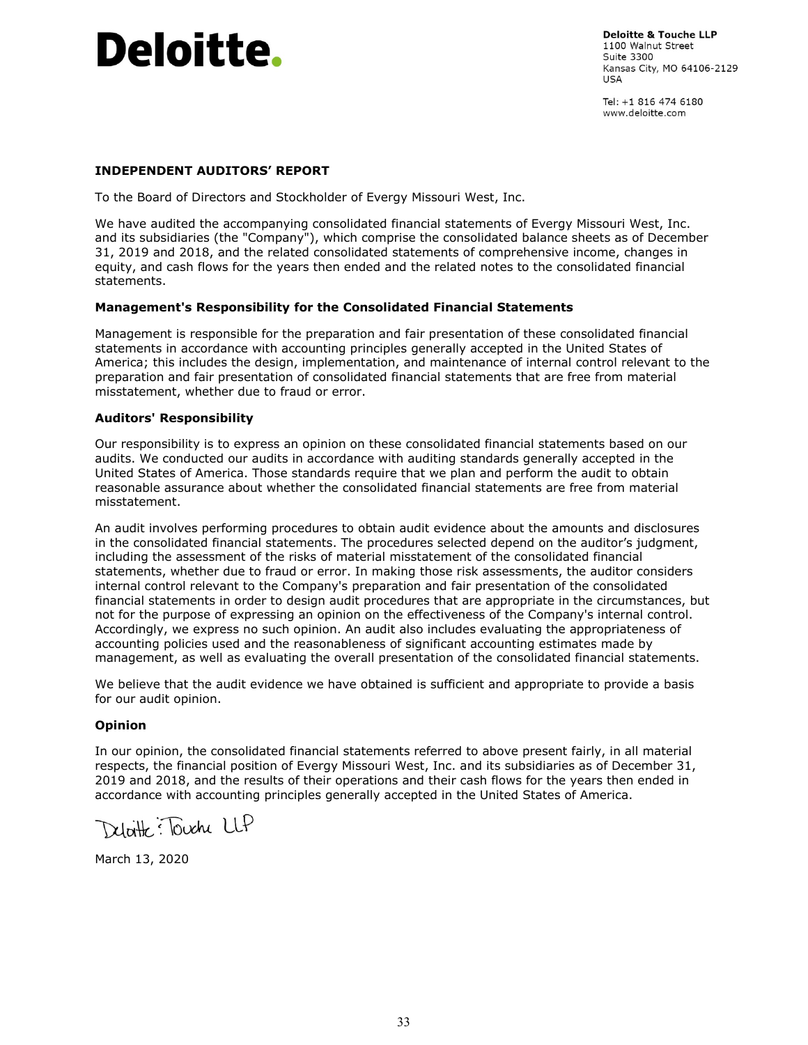**Deloitte.**

**Deloitte & Touche LLP**
1100 Walnut Street
Suite 3300
Kansas City, MO 64106-2129
USA

Tel: +1 816 474 6180
www.deloitte.com

## INDEPENDENT AUDITORS' REPORT

To the Board of Directors and Stockholder of Evergy Missouri West, Inc.

We have audited the accompanying consolidated financial statements of Evergy Missouri West, Inc. and its subsidiaries (the "Company"), which comprise the consolidated balance sheets as of December 31, 2019 and 2018, and the related consolidated statements of comprehensive income, changes in equity, and cash flows for the years then ended and the related notes to the consolidated financial statements.

### Management's Responsibility for the Consolidated Financial Statements

Management is responsible for the preparation and fair presentation of these consolidated financial statements in accordance with accounting principles generally accepted in the United States of America; this includes the design, implementation, and maintenance of internal control relevant to the preparation and fair presentation of consolidated financial statements that are free from material misstatement, whether due to fraud or error.

### Auditors' Responsibility

Our responsibility is to express an opinion on these consolidated financial statements based on our audits. We conducted our audits in accordance with auditing standards generally accepted in the United States of America. Those standards require that we plan and perform the audit to obtain reasonable assurance about whether the consolidated financial statements are free from material misstatement.

An audit involves performing procedures to obtain audit evidence about the amounts and disclosures in the consolidated financial statements. The procedures selected depend on the auditor's judgment, including the assessment of the risks of material misstatement of the consolidated financial statements, whether due to fraud or error. In making those risk assessments, the auditor considers internal control relevant to the Company's preparation and fair presentation of the consolidated financial statements in order to design audit procedures that are appropriate in the circumstances, but not for the purpose of expressing an opinion on the effectiveness of the Company's internal control. Accordingly, we express no such opinion. An audit also includes evaluating the appropriateness of accounting policies used and the reasonableness of significant accounting estimates made by management, as well as evaluating the overall presentation of the consolidated financial statements.

We believe that the audit evidence we have obtained is sufficient and appropriate to provide a basis for our audit opinion.

### Opinion

In our opinion, the consolidated financial statements referred to above present fairly, in all material respects, the financial position of Evergy Missouri West, Inc. and its subsidiaries as of December 31, 2019 and 2018, and the results of their operations and their cash flows for the years then ended in accordance with accounting principles generally accepted in the United States of America.

Deloitte & Touche LLP

March 13, 2020